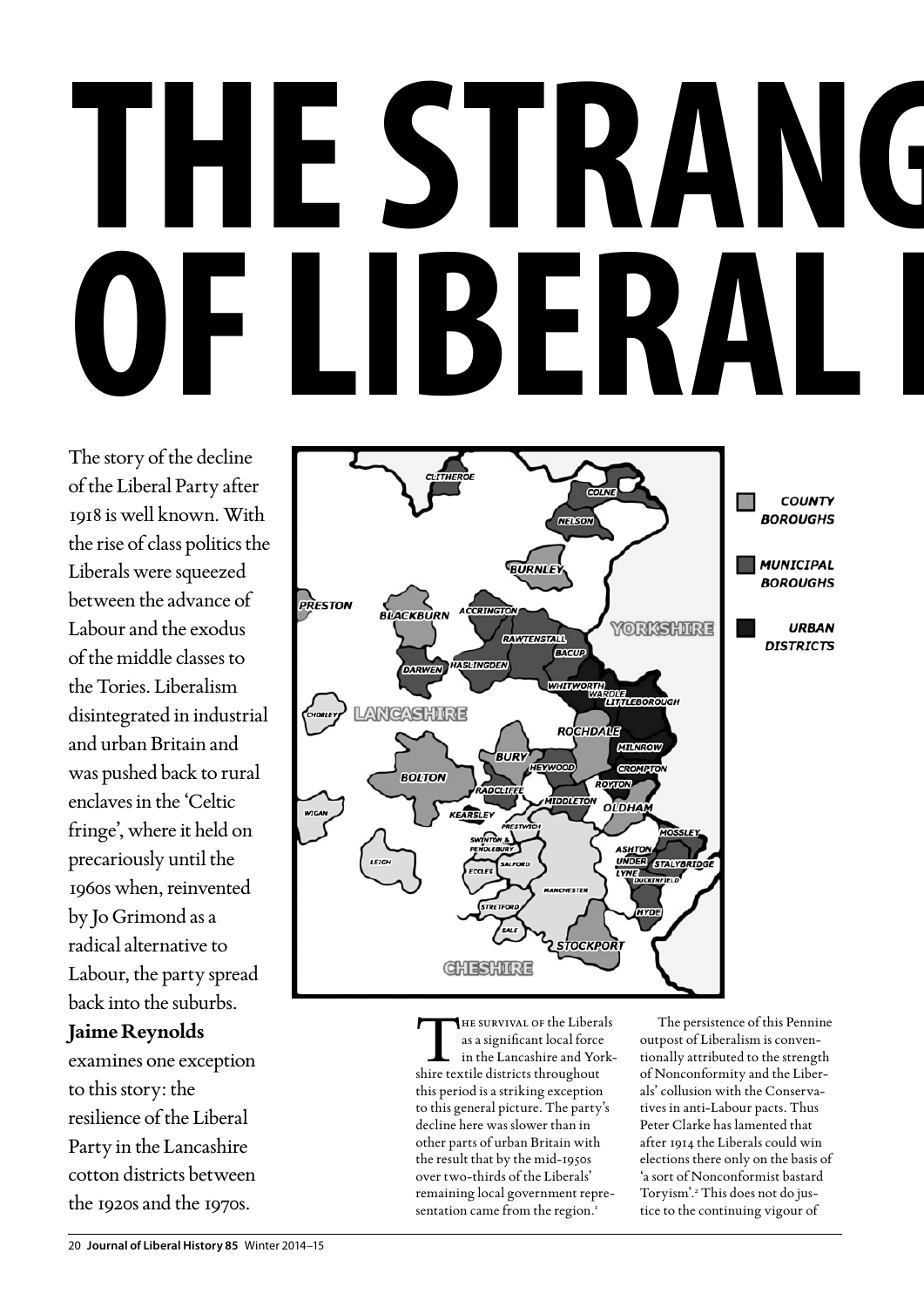# THE STRANG OF LIBERAL I

The story of the decline of the Liberal Party after 1918 is well known. With the rise of class politics the Liberals were squeezed between the advance of Labour and the exodus of the middle classes to the Tories. Liberalism disintegrated in industrial and urban Britain and was pushed back to rural enclaves in the 'Celtic fringe', where it held on precariously until the 1960s when, reinvented by Jo Grimond as a radical alternative to Labour, the party spread back into the suburbs. **Jaime Reynolds** examines one exception to this story: the resilience of the Liberal Party in the Lancashire cotton districts between the 1920s and the 1970s.

The survival of the Liberals as a significant local force in the Lancashire and Yorkshire textile districts throughout this period is a striking exception to this general picture. The party's decline here was slower than in other parts of urban Britain with the result that by the mid-1950s over two-thirds of the Liberals' remaining local government representation came from the region.[1]

The persistence of this Pennine outpost of Liberalism is conventionally attributed to the strength of Nonconformity and the Liberals' collusion with the Conservatives in anti-Labour pacts. Thus Peter Clarke has lamented that after 1914 the Liberals could win elections there only on the basis of 'a sort of Nonconformist bastard Toryism'.[2] This does not do justice to the continuing vigour of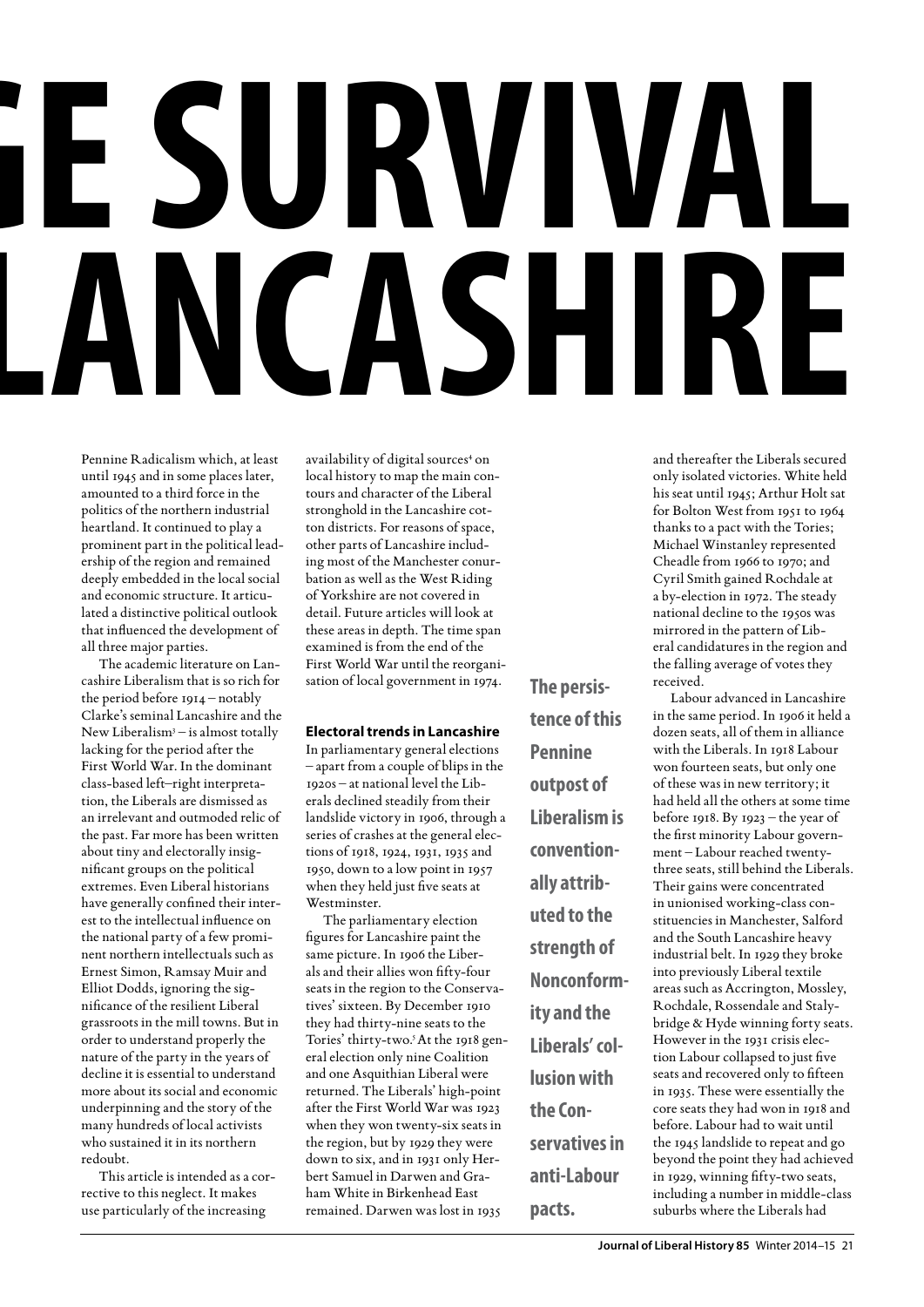# GE SURVIVAL LANCASHIRE

Pennine Radicalism which, at least until 1945 and in some places later, amounted to a third force in the politics of the northern industrial heartland. It continued to play a prominent part in the political leadership of the region and remained deeply embedded in the local social and economic structure. It articulated a distinctive political outlook that influenced the development of all three major parties.

The academic literature on Lancashire Liberalism that is so rich for the period before 1914 – notably Clarke's seminal Lancashire and the New Liberalism[3] – is almost totally lacking for the period after the First World War. In the dominant class-based left–right interpretation, the Liberals are dismissed as an irrelevant and outmoded relic of the past. Far more has been written about tiny and electorally insignificant groups on the political extremes. Even Liberal historians have generally confined their interest to the intellectual influence on the national party of a few prominent northern intellectuals such as Ernest Simon, Ramsay Muir and Elliot Dodds, ignoring the significance of the resilient Liberal grassroots in the mill towns. But in order to understand properly the nature of the party in the years of decline it is essential to understand more about its social and economic underpinning and the story of the many hundreds of local activists who sustained it in its northern redoubt.

This article is intended as a corrective to this neglect. It makes use particularly of the increasing availability of digital sources[4] on local history to map the main contours and character of the Liberal stronghold in the Lancashire cotton districts. For reasons of space, other parts of Lancashire including most of the Manchester conurbation as well as the West Riding of Yorkshire are not covered in detail. Future articles will look at these areas in depth. The time span examined is from the end of the First World War until the reorganisation of local government in 1974.

## Electoral trends in Lancashire

In parliamentary general elections – apart from a couple of blips in the 1920s – at national level the Liberals declined steadily from their landslide victory in 1906, through a series of crashes at the general elections of 1918, 1924, 1931, 1935 and 1950, down to a low point in 1957 when they held just five seats at Westminster.

The parliamentary election figures for Lancashire paint the same picture. In 1906 the Liberals and their allies won fifty-four seats in the region to the Conservatives' sixteen. By December 1910 they had thirty-nine seats to the Tories' thirty-two.[5] At the 1918 general election only nine Coalition and one Asquithian Liberal were returned. The Liberals' high-point after the First World War was 1923 when they won twenty-six seats in the region, but by 1929 they were down to six, and in 1931 only Herbert Samuel in Darwen and Graham White in Birkenhead East remained. Darwen was lost in 1935 and thereafter the Liberals secured only isolated victories. White held his seat until 1945; Arthur Holt sat for Bolton West from 1951 to 1964 thanks to a pact with the Tories; Michael Winstanley represented Cheadle from 1966 to 1970; and Cyril Smith gained Rochdale at a by-election in 1972. The steady national decline to the 1950s was mirrored in the pattern of Liberal candidatures in the region and the falling average of votes they received.

**The persistence of this Pennine outpost of Liberalism is conventionally attributed to the strength of Nonconformity and the Liberals' collusion with the Conservatives in anti-Labour pacts.**

Labour advanced in Lancashire in the same period. In 1906 it held a dozen seats, all of them in alliance with the Liberals. In 1918 Labour won fourteen seats, but only one of these was in new territory; it had held all the others at some time before 1918. By 1923 – the year of the first minority Labour government – Labour reached twenty-three seats, still behind the Liberals. Their gains were concentrated in unionised working-class constituencies in Manchester, Salford and the South Lancashire heavy industrial belt. In 1929 they broke into previously Liberal textile areas such as Accrington, Mossley, Rochdale, Rossendale and Stalybridge & Hyde winning forty seats. However in the 1931 crisis election Labour collapsed to just five seats and recovered only to fifteen in 1935. These were essentially the core seats they had won in 1918 and before. Labour had to wait until the 1945 landslide to repeat and go beyond the point they had achieved in 1929, winning fifty-two seats, including a number in middle-class suburbs where the Liberals had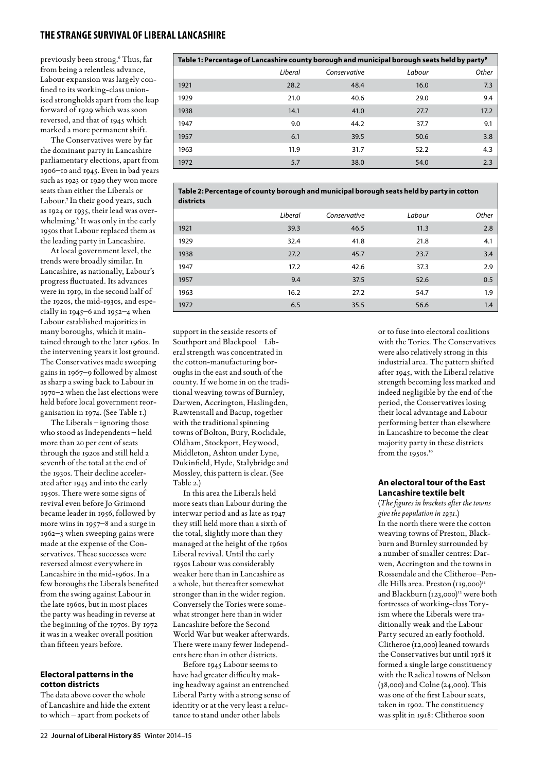previously been strong.[6] Thus, far from being a relentless advance, Labour expansion was largely confined to its working-class unionised strongholds apart from the leap forward of 1929 which was soon reversed, and that of 1945 which marked a more permanent shift.

The Conservatives were by far the dominant party in Lancashire parliamentary elections, apart from 1906–10 and 1945. Even in bad years such as 1923 or 1929 they won more seats than either the Liberals or Labour.[7] In their good years, such as 1924 or 1935, their lead was overwhelming.[8] It was only in the early 1950s that Labour replaced them as the leading party in Lancashire.

At local government level, the trends were broadly similar. In Lancashire, as nationally, Labour's progress fluctuated. Its advances were in 1919, in the second half of the 1920s, the mid-1930s, and especially in 1945–6 and 1952–4 when Labour established majorities in many boroughs, which it maintained through to the later 1960s. In the intervening years it lost ground. The Conservatives made sweeping gains in 1967–9 followed by almost as sharp a swing back to Labour in 1970–2 when the last elections were held before local government reorganisation in 1974. (See Table 1.)

**Table 1: Percentage of Lancashire county borough and municipal borough seats held by party[9]**

| | Liberal | Conservative | Labour | Other |
|---|---|---|---|---|
| 1921 | 28.2 | 48.4 | 16.0 | 7.3 |
| 1929 | 21.0 | 40.6 | 29.0 | 9.4 |
| 1938 | 14.1 | 41.0 | 27.7 | 17.2 |
| 1947 | 9.0 | 44.2 | 37.7 | 9.1 |
| 1957 | 6.1 | 39.5 | 50.6 | 3.8 |
| 1963 | 11.9 | 31.7 | 52.2 | 4.3 |
| 1972 | 5.7 | 38.0 | 54.0 | 2.3 |

The Liberals – ignoring those who stood as Independents – held more than 20 per cent of seats through the 1920s and still held a seventh of the total at the end of the 1930s. Their decline accelerated after 1945 and into the early 1950s. There were some signs of revival even before Jo Grimond became leader in 1956, followed by more wins in 1957–8 and a surge in 1962–3 when sweeping gains were made at the expense of the Conservatives. These successes were reversed almost everywhere in Lancashire in the mid-1960s. In a few boroughs the Liberals benefited from the swing against Labour in the late 1960s, but in most places the party was heading in reverse at the beginning of the 1970s. By 1972 it was in a weaker overall position than fifteen years before.

## Electoral patterns in the cotton districts

The data above cover the whole of Lancashire and hide the extent to which – apart from pockets of support in the seaside resorts of Southport and Blackpool – Liberal strength was concentrated in the cotton-manufacturing boroughs in the east and south of the county. If we home in on the traditional weaving towns of Burnley, Darwen, Accrington, Haslingden, Rawtenstall and Bacup, together with the traditional spinning towns of Bolton, Bury, Rochdale, Oldham, Stockport, Heywood, Middleton, Ashton under Lyne, Dukinfield, Hyde, Stalybridge and Mossley, this pattern is clear. (See Table 2.)

**Table 2: Percentage of county borough and municipal borough seats held by party in cotton districts**

| | Liberal | Conservative | Labour | Other |
|---|---|---|---|---|
| 1921 | 39.3 | 46.5 | 11.3 | 2.8 |
| 1929 | 32.4 | 41.8 | 21.8 | 4.1 |
| 1938 | 27.2 | 45.7 | 23.7 | 3.4 |
| 1947 | 17.2 | 42.6 | 37.3 | 2.9 |
| 1957 | 9.4 | 37.5 | 52.6 | 0.5 |
| 1963 | 16.2 | 27.2 | 54.7 | 1.9 |
| 1972 | 6.5 | 35.5 | 56.6 | 1.4 |

In this area the Liberals held more seats than Labour during the interwar period and as late as 1947 they still held more than a sixth of the total, slightly more than they managed at the height of the 1960s Liberal revival. Until the early 1950s Labour was considerably weaker here than in Lancashire as a whole, but thereafter somewhat stronger than in the wider region. Conversely the Tories were somewhat stronger here than in wider Lancashire before the Second World War but weaker afterwards. There were many fewer Independents here than in other districts.

Before 1945 Labour seems to have had greater difficulty making headway against an entrenched Liberal Party with a strong sense of identity or at the very least a reluctance to stand under other labels or to fuse into electoral coalitions with the Tories. The Conservatives were also relatively strong in this industrial area. The pattern shifted after 1945, with the Liberal relative strength becoming less marked and indeed negligible by the end of the period, the Conservatives losing their local advantage and Labour performing better than elsewhere in Lancashire to become the clear majority party in these districts from the 1950s.[10]

## An electoral tour of the East Lancashire textile belt

(*The figures in brackets after the towns give the population in 1931.*)

In the north there were the cotton weaving towns of Preston, Blackburn and Burnley surrounded by a number of smaller centres: Darwen, Accrington and the towns in Rossendale and the Clitheroe–Pendle Hills area. Preston (119,000)[11] and Blackburn (123,000)[12] were both fortresses of working-class Toryism where the Liberals were traditionally weak and the Labour Party secured an early foothold. Clitheroe (12,000) leaned towards the Conservatives but until 1918 it formed a single large constituency with the Radical towns of Nelson (38,000) and Colne (24,000). This was one of the first Labour seats, taken in 1902. The constituency was split in 1918: Clitheroe soon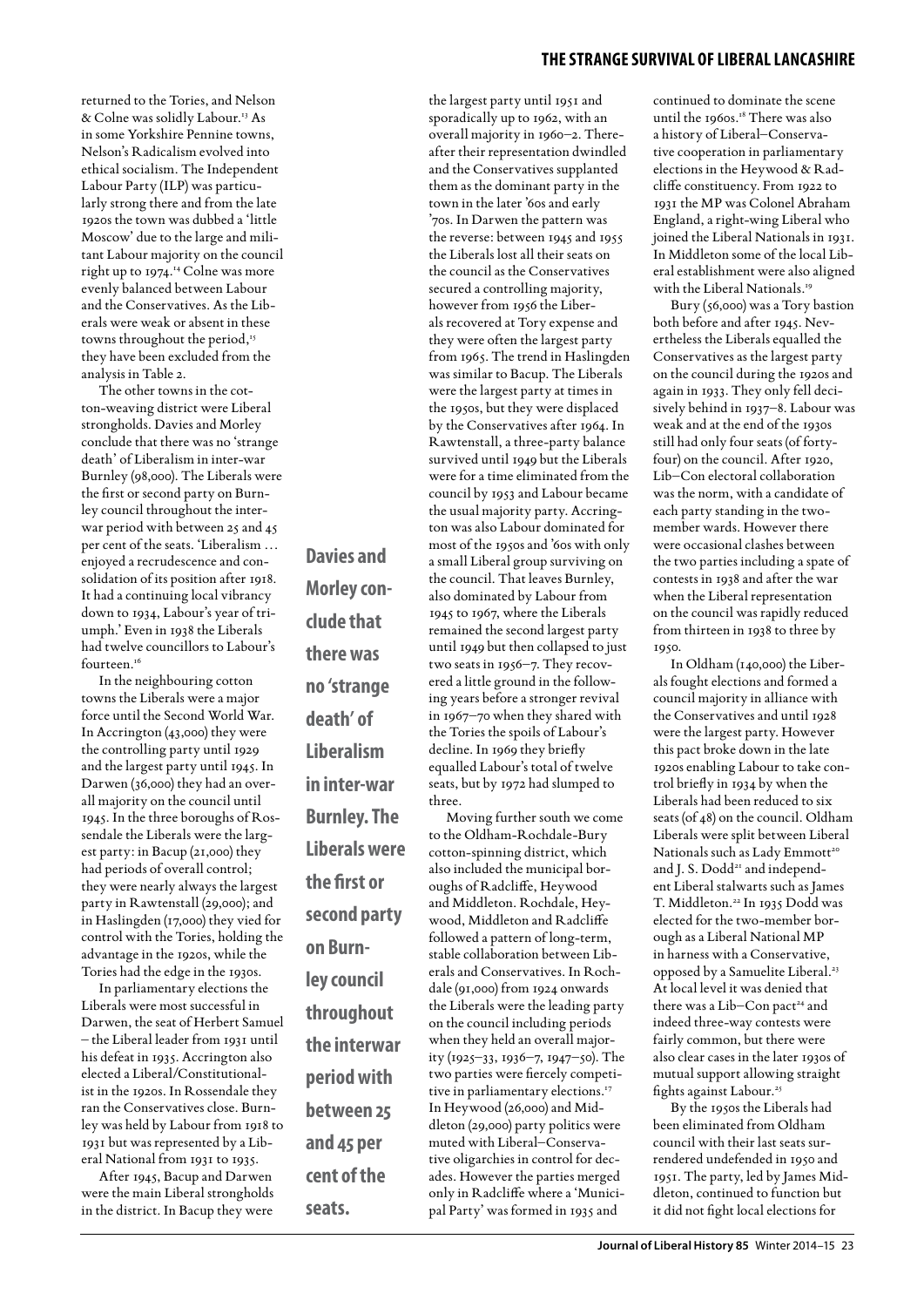returned to the Tories, and Nelson & Colne was solidly Labour.[13] As in some Yorkshire Pennine towns, Nelson's Radicalism evolved into ethical socialism. The Independent Labour Party (ILP) was particularly strong there and from the late 1920s the town was dubbed a 'little Moscow' due to the large and militant Labour majority on the council right up to 1974.[14] Colne was more evenly balanced between Labour and the Conservatives. As the Liberals were weak or absent in these towns throughout the period,[15] they have been excluded from the analysis in Table 2.

The other towns in the cotton-weaving district were Liberal strongholds. Davies and Morley conclude that there was no 'strange death' of Liberalism in inter-war Burnley (98,000). The Liberals were the first or second party on Burnley council throughout the inter-war period with between 25 and 45 per cent of the seats. 'Liberalism … enjoyed a recrudescence and consolidation of its position after 1918. It had a continuing local vibrancy down to 1934, Labour's year of triumph.' Even in 1938 the Liberals had twelve councillors to Labour's fourteen.[16]

In the neighbouring cotton towns the Liberals were a major force until the Second World War. In Accrington (43,000) they were the controlling party until 1929 and the largest party until 1945. In Darwen (36,000) they had an overall majority on the council until 1945. In the three boroughs of Rossendale the Liberals were the largest party: in Bacup (21,000) they had periods of overall control; they were nearly always the largest party in Rawtenstall (29,000); and in Haslingden (17,000) they vied for control with the Tories, holding the advantage in the 1920s, while the Tories had the edge in the 1930s.

In parliamentary elections the Liberals were most successful in Darwen, the seat of Herbert Samuel – the Liberal leader from 1931 until his defeat in 1935. Accrington also elected a Liberal/Constitutionalist in the 1920s. In Rossendale they ran the Conservatives close. Burnley was held by Labour from 1918 to 1931 but was represented by a Liberal National from 1931 to 1935.

After 1945, Bacup and Darwen were the main Liberal strongholds in the district. In Bacup they were the largest party until 1951 and sporadically up to 1962, with an overall majority in 1960–2. Thereafter their representation dwindled and the Conservatives supplanted them as the dominant party in the town in the later '60s and early '70s. In Darwen the pattern was the reverse: between 1945 and 1955 the Liberals lost all their seats on the council as the Conservatives secured a controlling majority, however from 1956 the Liberals recovered at Tory expense and they were often the largest party from 1965. The trend in Haslingden was similar to Bacup. The Liberals were the largest party at times in the 1950s, but they were displaced by the Conservatives after 1964. In Rawtenstall, a three-party balance survived until 1949 but the Liberals were for a time eliminated from the council by 1953 and Labour became the usual majority party. Accrington was also Labour dominated for most of the 1950s and '60s with only a small Liberal group surviving on the council. That leaves Burnley, also dominated by Labour from 1945 to 1967, where the Liberals remained the second largest party until 1949 but then collapsed to just two seats in 1956–7. They recovered a little ground in the following years before a stronger revival in 1967–70 when they shared with the Tories the spoils of Labour's decline. In 1969 they briefly equalled Labour's total of twelve seats, but by 1972 had slumped to three.

Moving further south we come to the Oldham-Rochdale-Bury cotton-spinning district, which also included the municipal boroughs of Radcliffe, Heywood and Middleton. Rochdale, Heywood, Middleton and Radcliffe followed a pattern of long-term, stable collaboration between Liberals and Conservatives. In Rochdale (91,000) from 1924 onwards the Liberals were the leading party on the council including periods when they held an overall majority (1925–33, 1936–7, 1947–50). The two parties were fiercely competitive in parliamentary elections.[17] In Heywood (26,000) and Middleton (29,000) party politics were muted with Liberal–Conservative oligarchies in control for decades. However the parties merged only in Radcliffe where a 'Municipal Party' was formed in 1935 and continued to dominate the scene until the 1960s.[18] There was also a history of Liberal–Conservative cooperation in parliamentary elections in the Heywood & Radcliffe constituency. From 1922 to 1931 the MP was Colonel Abraham England, a right-wing Liberal who joined the Liberal Nationals in 1931. In Middleton some of the local Liberal establishment were also aligned with the Liberal Nationals.[19]

Bury (56,000) was a Tory bastion both before and after 1945. Nevertheless the Liberals equalled the Conservatives as the largest party on the council during the 1920s and again in 1933. They only fell decisively behind in 1937–8. Labour was weak and at the end of the 1930s still had only four seats (of forty-four) on the council. After 1920, Lib–Con electoral collaboration was the norm, with a candidate of each party standing in the two-member wards. However there were occasional clashes between the two parties including a spate of contests in 1938 and after the war when the Liberal representation on the council was rapidly reduced from thirteen in 1938 to three by 1950.

In Oldham (140,000) the Liberals fought elections and formed a council majority in alliance with the Conservatives and until 1928 were the largest party. However this pact broke down in the late 1920s enabling Labour to take control briefly in 1934 by when the Liberals had been reduced to six seats (of 48) on the council. Oldham Liberals were split between Liberal Nationals such as Lady Emmott[20] and J. S. Dodd[21] and independent Liberal stalwarts such as James T. Middleton.[22] In 1935 Dodd was elected for the two-member borough as a Liberal National MP in harness with a Conservative, opposed by a Samuelite Liberal.[23] At local level it was denied that there was a Lib–Con pact[24] and indeed three-way contests were fairly common, but there were also clear cases in the later 1930s of mutual support allowing straight fights against Labour.[25]

By the 1950s the Liberals had been eliminated from Oldham council with their last seats surrendered undefended in 1950 and 1951. The party, led by James Middleton, continued to function but it did not fight local elections for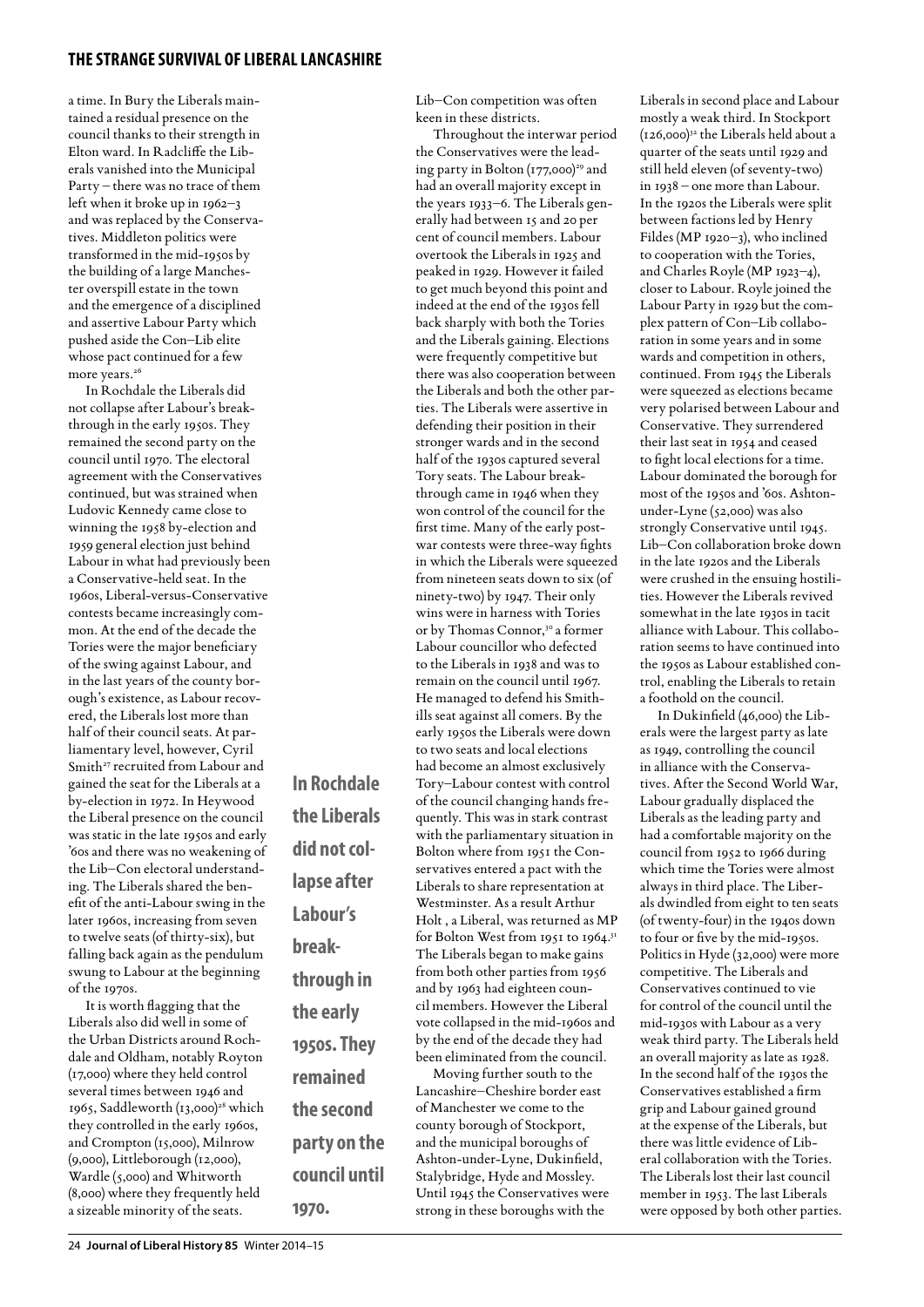a time. In Bury the Liberals maintained a residual presence on the council thanks to their strength in Elton ward. In Radcliffe the Liberals vanished into the Municipal Party – there was no trace of them left when it broke up in 1962–3 and was replaced by the Conservatives. Middleton politics were transformed in the mid-1950s by the building of a large Manchester overspill estate in the town and the emergence of a disciplined and assertive Labour Party which pushed aside the Con–Lib elite whose pact continued for a few more years.[26]

In Rochdale the Liberals did not collapse after Labour's breakthrough in the early 1950s. They remained the second party on the council until 1970. The electoral agreement with the Conservatives continued, but was strained when Ludovic Kennedy came close to winning the 1958 by-election and 1959 general election just behind Labour in what had previously been a Conservative-held seat. In the 1960s, Liberal-versus-Conservative contests became increasingly common. At the end of the decade the Tories were the major beneficiary of the swing against Labour, and in the last years of the county borough's existence, as Labour recovered, the Liberals lost more than half of their council seats. At parliamentary level, however, Cyril Smith[27] recruited from Labour and gained the seat for the Liberals at a by-election in 1972. In Heywood the Liberal presence on the council was static in the late 1950s and early '60s and there was no weakening of the Lib–Con electoral understanding. The Liberals shared the benefit of the anti-Labour swing in the later 1960s, increasing from seven to twelve seats (of thirty-six), but falling back again as the pendulum swung to Labour at the beginning of the 1970s.

It is worth flagging that the Liberals also did well in some of the Urban Districts around Rochdale and Oldham, notably Royton (17,000) where they held control several times between 1946 and 1965, Saddleworth (13,000)[28] which they controlled in the early 1960s, and Crompton (15,000), Milnrow (9,000), Littleborough (12,000), Wardle (5,000) and Whitworth (8,000) where they frequently held a sizeable minority of the seats.

**In Rochdale the Liberals did not collapse after Labour's breakthrough in the early 1950s. They remained the second party on the council until 1970.**

Lib–Con competition was often keen in these districts.

Throughout the interwar period the Conservatives were the leading party in Bolton (177,000)[29] and had an overall majority except in the years 1933–6. The Liberals generally had between 15 and 20 per cent of council members. Labour overtook the Liberals in 1925 and peaked in 1929. However it failed to get much beyond this point and indeed at the end of the 1930s fell back sharply with both the Tories and the Liberals gaining. Elections were frequently competitive but there was also cooperation between the Liberals and both the other parties. The Liberals were assertive in defending their position in their stronger wards and in the second half of the 1930s captured several Tory seats. The Labour breakthrough came in 1946 when they won control of the council for the first time. Many of the early postwar contests were three-way fights in which the Liberals were squeezed from nineteen seats down to six (of ninety-two) by 1947. Their only wins were in harness with Tories or by Thomas Connor,[30] a former Labour councillor who defected to the Liberals in 1938 and was to remain on the council until 1967. He managed to defend his Smithills seat against all comers. By the early 1950s the Liberals were down to two seats and local elections had become an almost exclusively Tory–Labour contest with control of the council changing hands frequently. This was in stark contrast with the parliamentary situation in Bolton where from 1951 the Conservatives entered a pact with the Liberals to share representation at Westminster. As a result Arthur Holt , a Liberal, was returned as MP for Bolton West from 1951 to 1964.[31] The Liberals began to make gains from both other parties from 1956 and by 1963 had eighteen council members. However the Liberal vote collapsed in the mid-1960s and by the end of the decade they had been eliminated from the council.

Moving further south to the Lancashire–Cheshire border east of Manchester we come to the county borough of Stockport, and the municipal boroughs of Ashton-under-Lyne, Dukinfield, Stalybridge, Hyde and Mossley. Until 1945 the Conservatives were strong in these boroughs with the Liberals in second place and Labour mostly a weak third. In Stockport (126,000)[32] the Liberals held about a quarter of the seats until 1929 and still held eleven (of seventy-two) in 1938 – one more than Labour. In the 1920s the Liberals were split between factions led by Henry Fildes (MP 1920–3), who inclined to cooperation with the Tories, and Charles Royle (MP 1923–4), closer to Labour. Royle joined the Labour Party in 1929 but the complex pattern of Con–Lib collaboration in some years and in some wards and competition in others, continued. From 1945 the Liberals were squeezed as elections became very polarised between Labour and Conservative. They surrendered their last seat in 1954 and ceased to fight local elections for a time. Labour dominated the borough for most of the 1950s and '60s. Ashton-under-Lyne (52,000) was also strongly Conservative until 1945. Lib–Con collaboration broke down in the late 1920s and the Liberals were crushed in the ensuing hostilities. However the Liberals revived somewhat in the late 1930s in tacit alliance with Labour. This collaboration seems to have continued into the 1950s as Labour established control, enabling the Liberals to retain a foothold on the council.

In Dukinfield (46,000) the Liberals were the largest party as late as 1949, controlling the council in alliance with the Conservatives. After the Second World War, Labour gradually displaced the Liberals as the leading party and had a comfortable majority on the council from 1952 to 1966 during which time the Tories were almost always in third place. The Liberals dwindled from eight to ten seats (of twenty-four) in the 1940s down to four or five by the mid-1950s. Politics in Hyde (32,000) were more competitive. The Liberals and Conservatives continued to vie for control of the council until the mid-1930s with Labour as a very weak third party. The Liberals held an overall majority as late as 1928. In the second half of the 1930s the Conservatives established a firm grip and Labour gained ground at the expense of the Liberals, but there was little evidence of Liberal collaboration with the Tories. The Liberals lost their last council member in 1953. The last Liberals were opposed by both other parties.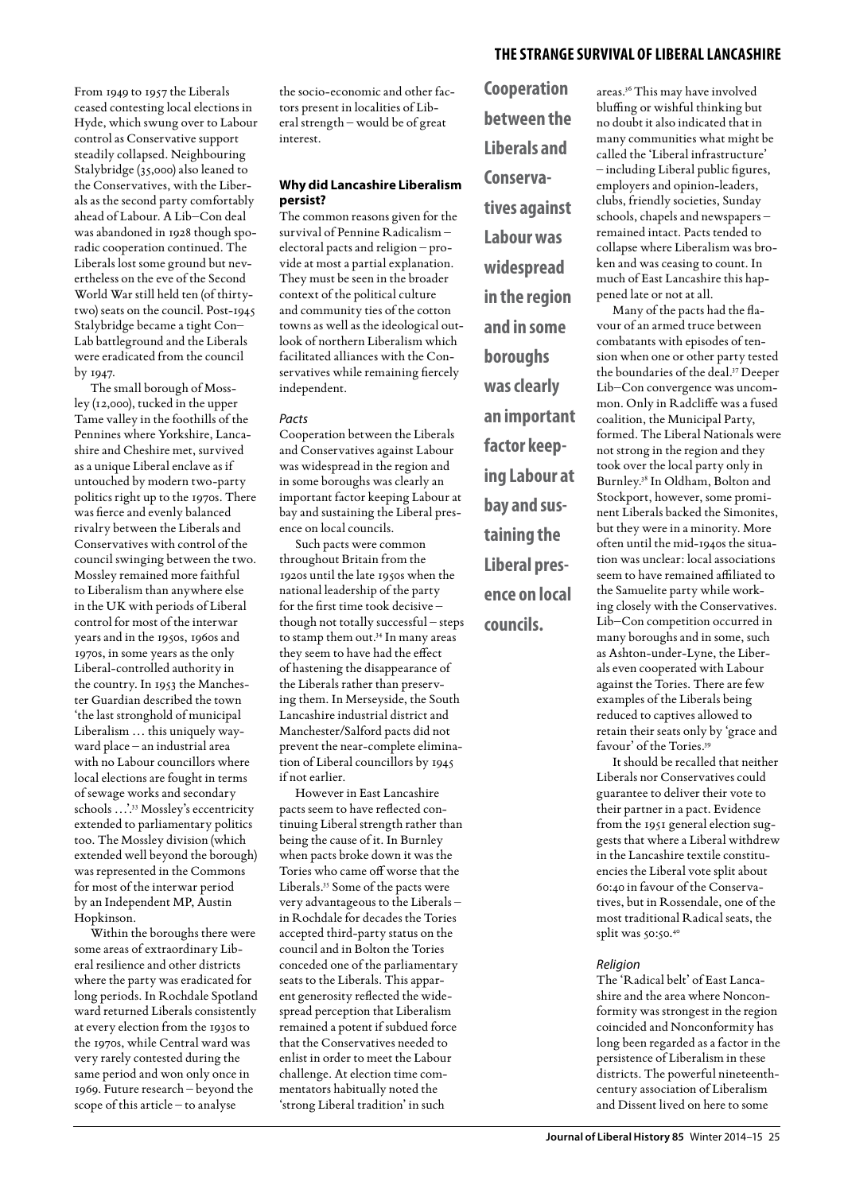From 1949 to 1957 the Liberals ceased contesting local elections in Hyde, which swung over to Labour control as Conservative support steadily collapsed. Neighbouring Stalybridge (35,000) also leaned to the Conservatives, with the Liberals as the second party comfortably ahead of Labour. A Lib–Con deal was abandoned in 1928 though sporadic cooperation continued. The Liberals lost some ground but nevertheless on the eve of the Second World War still held ten (of thirty-two) seats on the council. Post-1945 Stalybridge became a tight Con–Lab battleground and the Liberals were eradicated from the council by 1947.

The small borough of Mossley (12,000), tucked in the upper Tame valley in the foothills of the Pennines where Yorkshire, Lancashire and Cheshire met, survived as a unique Liberal enclave as if untouched by modern two-party politics right up to the 1970s. There was fierce and evenly balanced rivalry between the Liberals and Conservatives with control of the council swinging between the two. Mossley remained more faithful to Liberalism than anywhere else in the UK with periods of Liberal control for most of the interwar years and in the 1950s, 1960s and 1970s, in some years as the only Liberal-controlled authority in the country. In 1953 the Manchester Guardian described the town 'the last stronghold of municipal Liberalism … this uniquely wayward place – an industrial area with no Labour councillors where local elections are fought in terms of sewage works and secondary schools …'.[33] Mossley's eccentricity extended to parliamentary politics too. The Mossley division (which extended well beyond the borough) was represented in the Commons for most of the interwar period by an Independent MP, Austin Hopkinson.

Within the boroughs there were some areas of extraordinary Liberal resilience and other districts where the party was eradicated for long periods. In Rochdale Spotland ward returned Liberals consistently at every election from the 1930s to the 1970s, while Central ward was very rarely contested during the same period and won only once in 1969. Future research – beyond the scope of this article – to analyse the socio-economic and other factors present in localities of Liberal strength – would be of great interest.

## Why did Lancashire Liberalism persist?

The common reasons given for the survival of Pennine Radicalism – electoral pacts and religion – provide at most a partial explanation. They must be seen in the broader context of the political culture and community ties of the cotton towns as well as the ideological outlook of northern Liberalism which facilitated alliances with the Conservatives while remaining fiercely independent.

### *Pacts*

Cooperation between the Liberals and Conservatives against Labour was widespread in the region and in some boroughs was clearly an important factor keeping Labour at bay and sustaining the Liberal presence on local councils.

Such pacts were common throughout Britain from the 1920s until the late 1950s when the national leadership of the party for the first time took decisive – though not totally successful – steps to stamp them out.[34] In many areas they seem to have had the effect of hastening the disappearance of the Liberals rather than preserving them. In Merseyside, the South Lancashire industrial district and Manchester/Salford pacts did not prevent the near-complete elimination of Liberal councillors by 1945 if not earlier.

However in East Lancashire pacts seem to have reflected continuing Liberal strength rather than being the cause of it. In Burnley when pacts broke down it was the Tories who came off worse that the Liberals.[35] Some of the pacts were very advantageous to the Liberals – in Rochdale for decades the Tories accepted third-party status on the council and in Bolton the Tories conceded one of the parliamentary seats to the Liberals. This apparent generosity reflected the widespread perception that Liberalism remained a potent if subdued force that the Conservatives needed to enlist in order to meet the Labour challenge. At election time commentators habitually noted the 'strong Liberal tradition' in such areas.[36] This may have involved bluffing or wishful thinking but no doubt it also indicated that in many communities what might be called the 'Liberal infrastructure' – including Liberal public figures, employers and opinion-leaders, clubs, friendly societies, Sunday schools, chapels and newspapers – remained intact. Pacts tended to collapse where Liberalism was broken and was ceasing to count. In much of East Lancashire this happened late or not at all.

**Cooperation between the Liberals and Conservatives against Labour was widespread in the region and in some boroughs was clearly an important factor keeping Labour at bay and sustaining the Liberal presence on local councils.**

Many of the pacts had the flavour of an armed truce between combatants with episodes of tension when one or other party tested the boundaries of the deal.[37] Deeper Lib–Con convergence was uncommon. Only in Radcliffe was a fused coalition, the Municipal Party, formed. The Liberal Nationals were not strong in the region and they took over the local party only in Burnley.[38] In Oldham, Bolton and Stockport, however, some prominent Liberals backed the Simonites, but they were in a minority. More often until the mid-1940s the situation was unclear: local associations seem to have remained affiliated to the Samuelite party while working closely with the Conservatives. Lib–Con competition occurred in many boroughs and in some, such as Ashton-under-Lyne, the Liberals even cooperated with Labour against the Tories. There are few examples of the Liberals being reduced to captives allowed to retain their seats only by 'grace and favour' of the Tories.[39]

It should be recalled that neither Liberals nor Conservatives could guarantee to deliver their vote to their partner in a pact. Evidence from the 1951 general election suggests that where a Liberal withdrew in the Lancashire textile constituencies the Liberal vote split about 60:40 in favour of the Conservatives, but in Rossendale, one of the most traditional Radical seats, the split was 50:50.[40]

### *Religion*

The 'Radical belt' of East Lancashire and the area where Nonconformity was strongest in the region coincided and Nonconformity has long been regarded as a factor in the persistence of Liberalism in these districts. The powerful nineteenth-century association of Liberalism and Dissent lived on here to some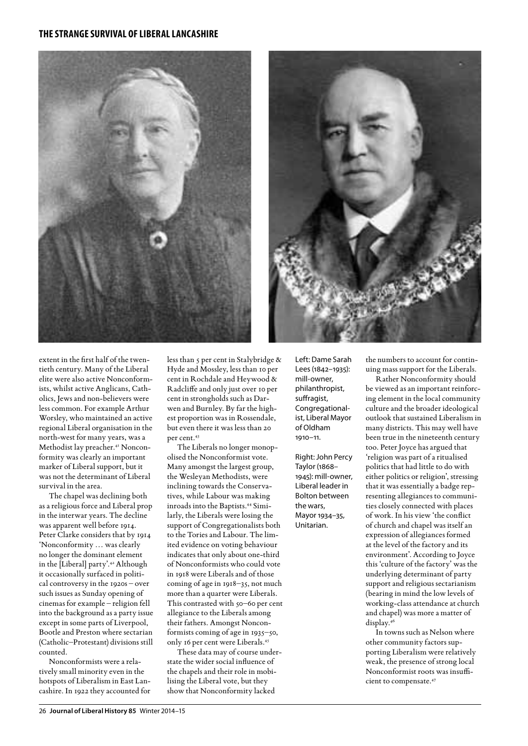extent in the first half of the twentieth century. Many of the Liberal elite were also active Nonconformists, whilst active Anglicans, Catholics, Jews and non-believers were less common. For example Arthur Worsley, who maintained an active regional Liberal organisation in the north-west for many years, was a Methodist lay preacher.[41] Nonconformity was clearly an important marker of Liberal support, but it was not the determinant of Liberal survival in the area.

The chapel was declining both as a religious force and Liberal prop in the interwar years. The decline was apparent well before 1914. Peter Clarke considers that by 1914 'Nonconformity … was clearly no longer the dominant element in the [Liberal] party'.[42] Although it occasionally surfaced in political controversy in the 1920s – over such issues as Sunday opening of cinemas for example – religion fell into the background as a party issue except in some parts of Liverpool, Bootle and Preston where sectarian (Catholic–Protestant) divisions still counted.

Nonconformists were a relatively small minority even in the hotspots of Liberalism in East Lancashire. In 1922 they accounted for less than 5 per cent in Stalybridge & Hyde and Mossley, less than 10 per cent in Rochdale and Heywood & Radcliffe and only just over 10 per cent in strongholds such as Darwen and Burnley. By far the highest proportion was in Rossendale, but even there it was less than 20 per cent.[43]

The Liberals no longer monopolised the Nonconformist vote. Many amongst the largest group, the Wesleyan Methodists, were inclining towards the Conservatives, while Labour was making inroads into the Baptists.[44] Similarly, the Liberals were losing the support of Congregationalists both to the Tories and Labour. The limited evidence on voting behaviour indicates that only about one-third of Nonconformists who could vote in 1918 were Liberals and of those coming of age in 1918–35, not much more than a quarter were Liberals. This contrasted with 50–60 per cent allegiance to the Liberals among their fathers. Amongst Nonconformists coming of age in 1935–50, only 16 per cent were Liberals.[45]

These data may of course understate the wider social influence of the chapels and their role in mobilising the Liberal vote, but they show that Nonconformity lacked the numbers to account for continuing mass support for the Liberals.

Rather Nonconformity should be viewed as an important reinforcing element in the local community culture and the broader ideological outlook that sustained Liberalism in many districts. This may well have been true in the nineteenth century too. Peter Joyce has argued that 'religion was part of a ritualised politics that had little to do with either politics or religion', stressing that it was essentially a badge representing allegiances to communities closely connected with places of work. In his view 'the conflict of church and chapel was itself an expression of allegiances formed at the level of the factory and its environment'. According to Joyce this 'culture of the factory' was the underlying determinant of party support and religious sectarianism (bearing in mind the low levels of working-class attendance at church and chapel) was more a matter of display.[46]

In towns such as Nelson where other community factors supporting Liberalism were relatively weak, the presence of strong local Nonconformist roots was insufficient to compensate.[47]

Left: Dame Sarah Lees (1842–1935): mill-owner, philanthropist, suffragist, Congregationalist, Liberal Mayor of Oldham 1910–11.

Right: John Percy Taylor (1868–1945): mill-owner, Liberal leader in Bolton between the wars, Mayor 1934–35, Unitarian.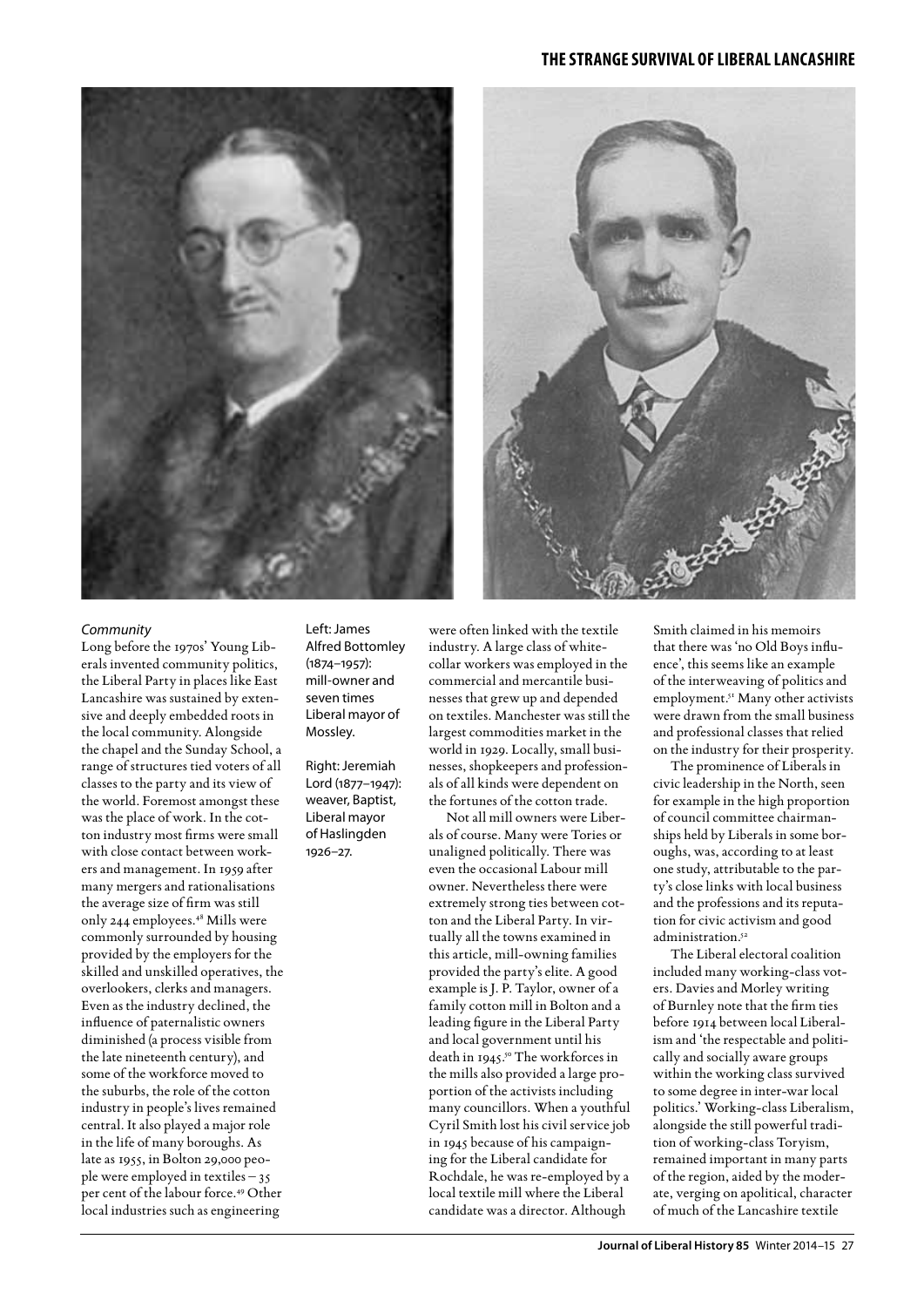Left: James Alfred Bottomley (1874–1957): mill-owner and seven times Liberal mayor of Mossley.

Right: Jeremiah Lord (1877–1947): weaver, Baptist, Liberal mayor of Haslingden 1926–27.

### *Community*

Long before the 1970s' Young Liberals invented community politics, the Liberal Party in places like East Lancashire was sustained by extensive and deeply embedded roots in the local community. Alongside the chapel and the Sunday School, a range of structures tied voters of all classes to the party and its view of the world. Foremost amongst these was the place of work. In the cotton industry most firms were small with close contact between workers and management. In 1959 after many mergers and rationalisations the average size of firm was still only 244 employees.[48] Mills were commonly surrounded by housing provided by the employers for the skilled and unskilled operatives, the overlookers, clerks and managers. Even as the industry declined, the influence of paternalistic owners diminished (a process visible from the late nineteenth century), and some of the workforce moved to the suburbs, the role of the cotton industry in people's lives remained central. It also played a major role in the life of many boroughs. As late as 1955, in Bolton 29,000 people were employed in textiles – 35 per cent of the labour force.[49] Other local industries such as engineering were often linked with the textile industry. A large class of white-collar workers was employed in the commercial and mercantile businesses that grew up and depended on textiles. Manchester was still the largest commodities market in the world in 1929. Locally, small businesses, shopkeepers and professionals of all kinds were dependent on the fortunes of the cotton trade.

Not all mill owners were Liberals of course. Many were Tories or unaligned politically. There was even the occasional Labour mill owner. Nevertheless there were extremely strong ties between cotton and the Liberal Party. In virtually all the towns examined in this article, mill-owning families provided the party's elite. A good example is J. P. Taylor, owner of a family cotton mill in Bolton and a leading figure in the Liberal Party and local government until his death in 1945.[50] The workforces in the mills also provided a large proportion of the activists including many councillors. When a youthful Cyril Smith lost his civil service job in 1945 because of his campaigning for the Liberal candidate for Rochdale, he was re-employed by a local textile mill where the Liberal candidate was a director. Although Smith claimed in his memoirs that there was 'no Old Boys influence', this seems like an example of the interweaving of politics and employment.[51] Many other activists were drawn from the small business and professional classes that relied on the industry for their prosperity.

The prominence of Liberals in civic leadership in the North, seen for example in the high proportion of council committee chairmanships held by Liberals in some boroughs, was, according to at least one study, attributable to the party's close links with local business and the professions and its reputation for civic activism and good administration.[52]

The Liberal electoral coalition included many working-class voters. Davies and Morley writing of Burnley note that the firm ties before 1914 between local Liberalism and 'the respectable and politically and socially aware groups within the working class survived to some degree in inter-war local politics.' Working-class Liberalism, alongside the still powerful tradition of working-class Toryism, remained important in many parts of the region, aided by the moderate, verging on apolitical, character of much of the Lancashire textile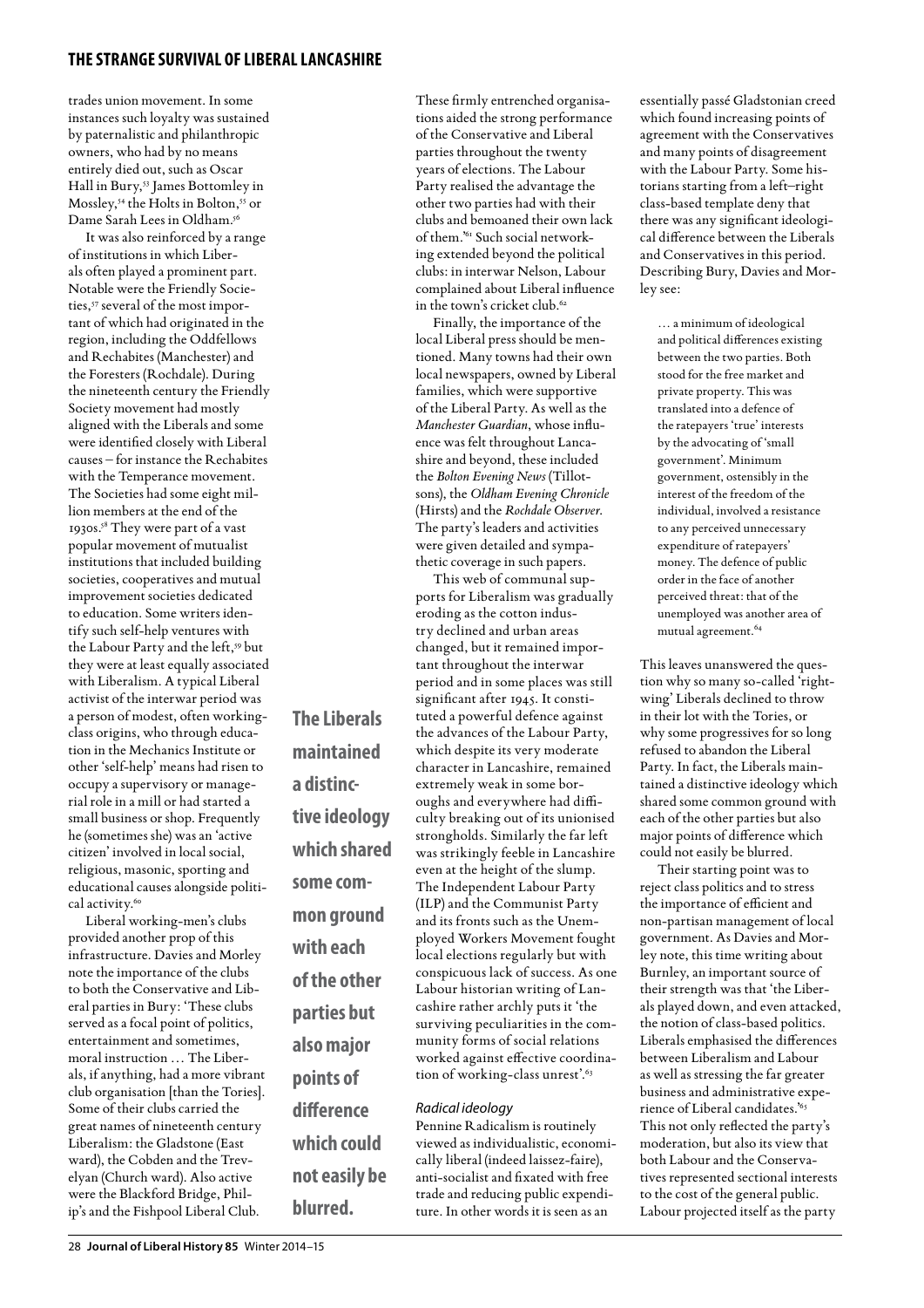trades union movement. In some instances such loyalty was sustained by paternalistic and philanthropic owners, who had by no means entirely died out, such as Oscar Hall in Bury,[53] James Bottomley in Mossley,[54] the Holts in Bolton,[55] or Dame Sarah Lees in Oldham.[56]

It was also reinforced by a range of institutions in which Liberals often played a prominent part. Notable were the Friendly Societies,[57] several of the most important of which had originated in the region, including the Oddfellows and Rechabites (Manchester) and the Foresters (Rochdale). During the nineteenth century the Friendly Society movement had mostly aligned with the Liberals and some were identified closely with Liberal causes – for instance the Rechabites with the Temperance movement. The Societies had some eight million members at the end of the 1930s.[58] They were part of a vast popular movement of mutualist institutions that included building societies, cooperatives and mutual improvement societies dedicated to education. Some writers identify such self-help ventures with the Labour Party and the left,[59] but they were at least equally associated with Liberalism. A typical Liberal activist of the interwar period was a person of modest, often working-class origins, who through education in the Mechanics Institute or other 'self-help' means had risen to occupy a supervisory or managerial role in a mill or had started a small business or shop. Frequently he (sometimes she) was an 'active citizen' involved in local social, religious, masonic, sporting and educational causes alongside political activity.[60]

Liberal working-men's clubs provided another prop of this infrastructure. Davies and Morley note the importance of the clubs to both the Conservative and Liberal parties in Bury: 'These clubs served as a focal point of politics, entertainment and sometimes, moral instruction … The Liberals, if anything, had a more vibrant club organisation [than the Tories]. Some of their clubs carried the great names of nineteenth century Liberalism: the Gladstone (East ward), the Cobden and the Trevelyan (Church ward). Also active were the Blackford Bridge, Philip's and the Fishpool Liberal Club. These firmly entrenched organisations aided the strong performance of the Conservative and Liberal parties throughout the twenty years of elections. The Labour Party realised the advantage the other two parties had with their clubs and bemoaned their own lack of them.'[61] Such social networking extended beyond the political clubs: in interwar Nelson, Labour complained about Liberal influence in the town's cricket club.[62]

Finally, the importance of the local Liberal press should be mentioned. Many towns had their own local newspapers, owned by Liberal families, which were supportive of the Liberal Party. As well as the *Manchester Guardian*, whose influence was felt throughout Lancashire and beyond, these included the *Bolton Evening News* (Tillotsons), the *Oldham Evening Chronicle* (Hirsts) and the *Rochdale Observer*. The party's leaders and activities were given detailed and sympathetic coverage in such papers.

This web of communal supports for Liberalism was gradually eroding as the cotton industry declined and urban areas changed, but it remained important throughout the interwar period and in some places was still significant after 1945. It constituted a powerful defence against the advances of the Labour Party, which despite its very moderate character in Lancashire, remained extremely weak in some boroughs and everywhere had difficulty breaking out of its unionised strongholds. Similarly the far left was strikingly feeble in Lancashire even at the height of the slump. The Independent Labour Party (ILP) and the Communist Party and its fronts such as the Unemployed Workers Movement fought local elections regularly but with conspicuous lack of success. As one Labour historian writing of Lancashire rather archly puts it 'the surviving peculiarities in the community forms of social relations worked against effective coordination of working-class unrest'.[63]

### *Radical ideology*

Pennine Radicalism is routinely viewed as individualistic, economically liberal (indeed laissez-faire), anti-socialist and fixated with free trade and reducing public expenditure. In other words it is seen as an essentially passé Gladstonian creed which found increasing points of agreement with the Conservatives and many points of disagreement with the Labour Party. Some historians starting from a left–right class-based template deny that there was any significant ideological difference between the Liberals and Conservatives in this period. Describing Bury, Davies and Morley see:

> … a minimum of ideological and political differences existing between the two parties. Both stood for the free market and private property. This was translated into a defence of the ratepayers 'true' interests by the advocating of 'small government'. Minimum government, ostensibly in the interest of the freedom of the individual, involved a resistance to any perceived unnecessary expenditure of ratepayers' money. The defence of public order in the face of another perceived threat: that of the unemployed was another area of mutual agreement.[64]

This leaves unanswered the question why so many so-called 'right-wing' Liberals declined to throw in their lot with the Tories, or why some progressives for so long refused to abandon the Liberal Party. In fact, the Liberals maintained a distinctive ideology which shared some common ground with each of the other parties but also major points of difference which could not easily be blurred.

**The Liberals maintained a distinctive ideology which shared some common ground with each of the other parties but also major points of difference which could not easily be blurred.**

Their starting point was to reject class politics and to stress the importance of efficient and non-partisan management of local government. As Davies and Morley note, this time writing about Burnley, an important source of their strength was that 'the Liberals played down, and even attacked, the notion of class-based politics. Liberals emphasised the differences between Liberalism and Labour as well as stressing the far greater business and administrative experience of Liberal candidates.'[65] This not only reflected the party's moderation, but also its view that both Labour and the Conservatives represented sectional interests to the cost of the general public. Labour projected itself as the party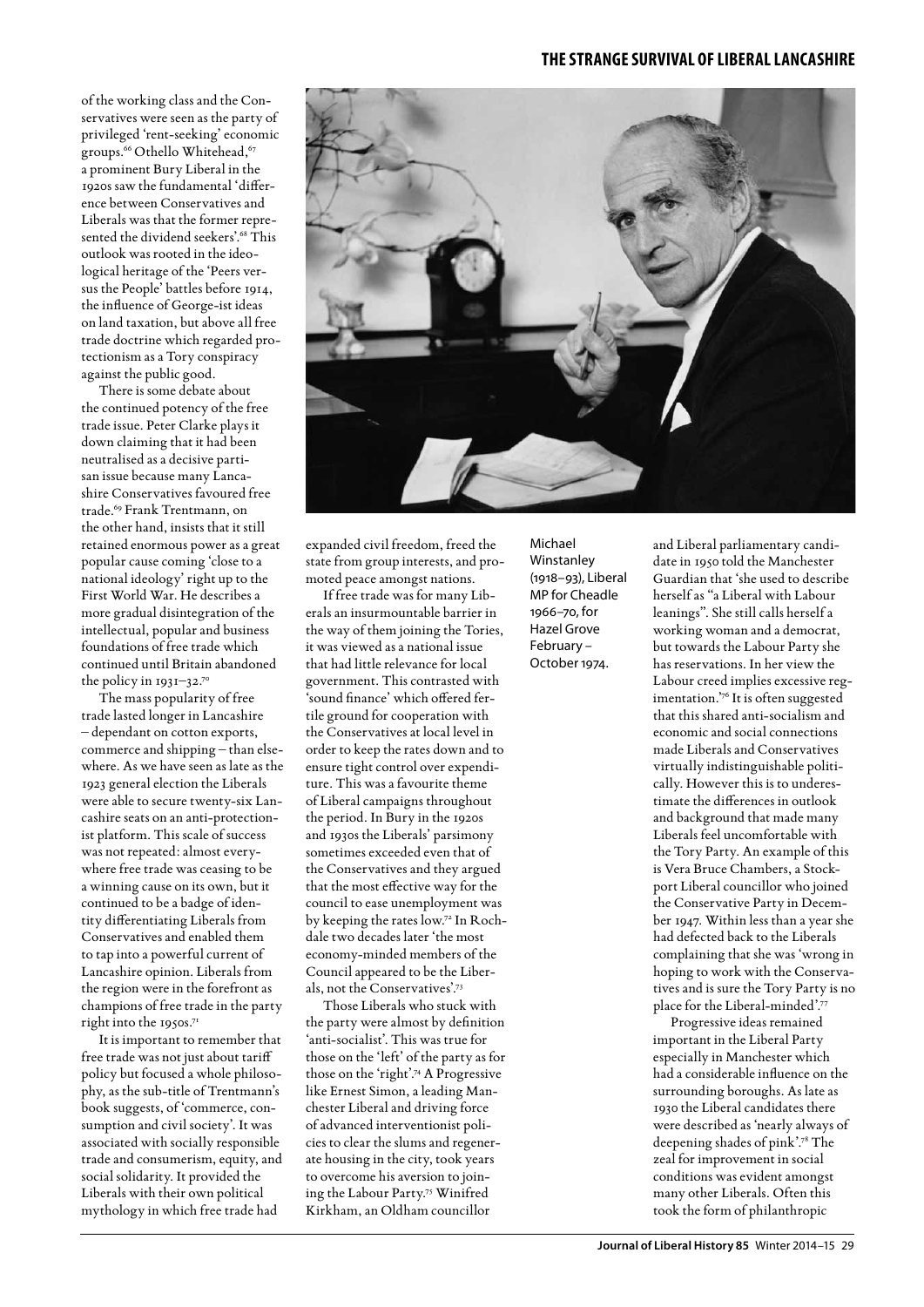of the working class and the Conservatives were seen as the party of privileged 'rent-seeking' economic groups.[66] Othello Whitehead,[67] a prominent Bury Liberal in the 1920s saw the fundamental 'difference between Conservatives and Liberals was that the former represented the dividend seekers'.[68] This outlook was rooted in the ideological heritage of the 'Peers versus the People' battles before 1914, the influence of George-ist ideas on land taxation, but above all free trade doctrine which regarded protectionism as a Tory conspiracy against the public good.

There is some debate about the continued potency of the free trade issue. Peter Clarke plays it down claiming that it had been neutralised as a decisive partisan issue because many Lancashire Conservatives favoured free trade.[69] Frank Trentmann, on the other hand, insists that it still retained enormous power as a great popular cause coming 'close to a national ideology' right up to the First World War. He describes a more gradual disintegration of the intellectual, popular and business foundations of free trade which continued until Britain abandoned the policy in 1931–32.[70]

The mass popularity of free trade lasted longer in Lancashire – dependant on cotton exports, commerce and shipping – than elsewhere. As we have seen as late as the 1923 general election the Liberals were able to secure twenty-six Lancashire seats on an anti-protectionist platform. This scale of success was not repeated: almost everywhere free trade was ceasing to be a winning cause on its own, but it continued to be a badge of identity differentiating Liberals from Conservatives and enabled them to tap into a powerful current of Lancashire opinion. Liberals from the region were in the forefront as champions of free trade in the party right into the 1950s.[71]

It is important to remember that free trade was not just about tariff policy but focused a whole philosophy, as the sub-title of Trentmann's book suggests, of 'commerce, consumption and civil society'. It was associated with socially responsible trade and consumerism, equity, and social solidarity. It provided the Liberals with their own political mythology in which free trade had expanded civil freedom, freed the state from group interests, and promoted peace amongst nations.

If free trade was for many Liberals an insurmountable barrier in the way of them joining the Tories, it was viewed as a national issue that had little relevance for local government. This contrasted with 'sound finance' which offered fertile ground for cooperation with the Conservatives at local level in order to keep the rates down and to ensure tight control over expenditure. This was a favourite theme of Liberal campaigns throughout the period. In Bury in the 1920s and 1930s the Liberals' parsimony sometimes exceeded even that of the Conservatives and they argued that the most effective way for the council to ease unemployment was by keeping the rates low.[72] In Rochdale two decades later 'the most economy-minded members of the Council appeared to be the Liberals, not the Conservatives'.[73]

Those Liberals who stuck with the party were almost by definition 'anti-socialist'. This was true for those on the 'left' of the party as for those on the 'right'.[74] A Progressive like Ernest Simon, a leading Manchester Liberal and driving force of advanced interventionist policies to clear the slums and regenerate housing in the city, took years to overcome his aversion to joining the Labour Party.[75] Winifred Kirkham, an Oldham councillor and Liberal parliamentary candidate in 1950 told the Manchester Guardian that 'she used to describe herself as "a Liberal with Labour leanings". She still calls herself a working woman and a democrat, but towards the Labour Party she has reservations. In her view the Labour creed implies excessive regimentation.'[76] It is often suggested that this shared anti-socialism and economic and social connections made Liberals and Conservatives virtually indistinguishable politically. However this is to underestimate the differences in outlook and background that made many Liberals feel uncomfortable with the Tory Party. An example of this is Vera Bruce Chambers, a Stockport Liberal councillor who joined the Conservative Party in December 1947. Within less than a year she had defected back to the Liberals complaining that she was 'wrong in hoping to work with the Conservatives and is sure the Tory Party is no place for the Liberal-minded'.[77]

Progressive ideas remained important in the Liberal Party especially in Manchester which had a considerable influence on the surrounding boroughs. As late as 1930 the Liberal candidates there were described as 'nearly always of deepening shades of pink'.[78] The zeal for improvement in social conditions was evident amongst many other Liberals. Often this took the form of philanthropic

Michael Winstanley (1918–93), Liberal MP for Cheadle 1966–70, for Hazel Grove February – October 1974.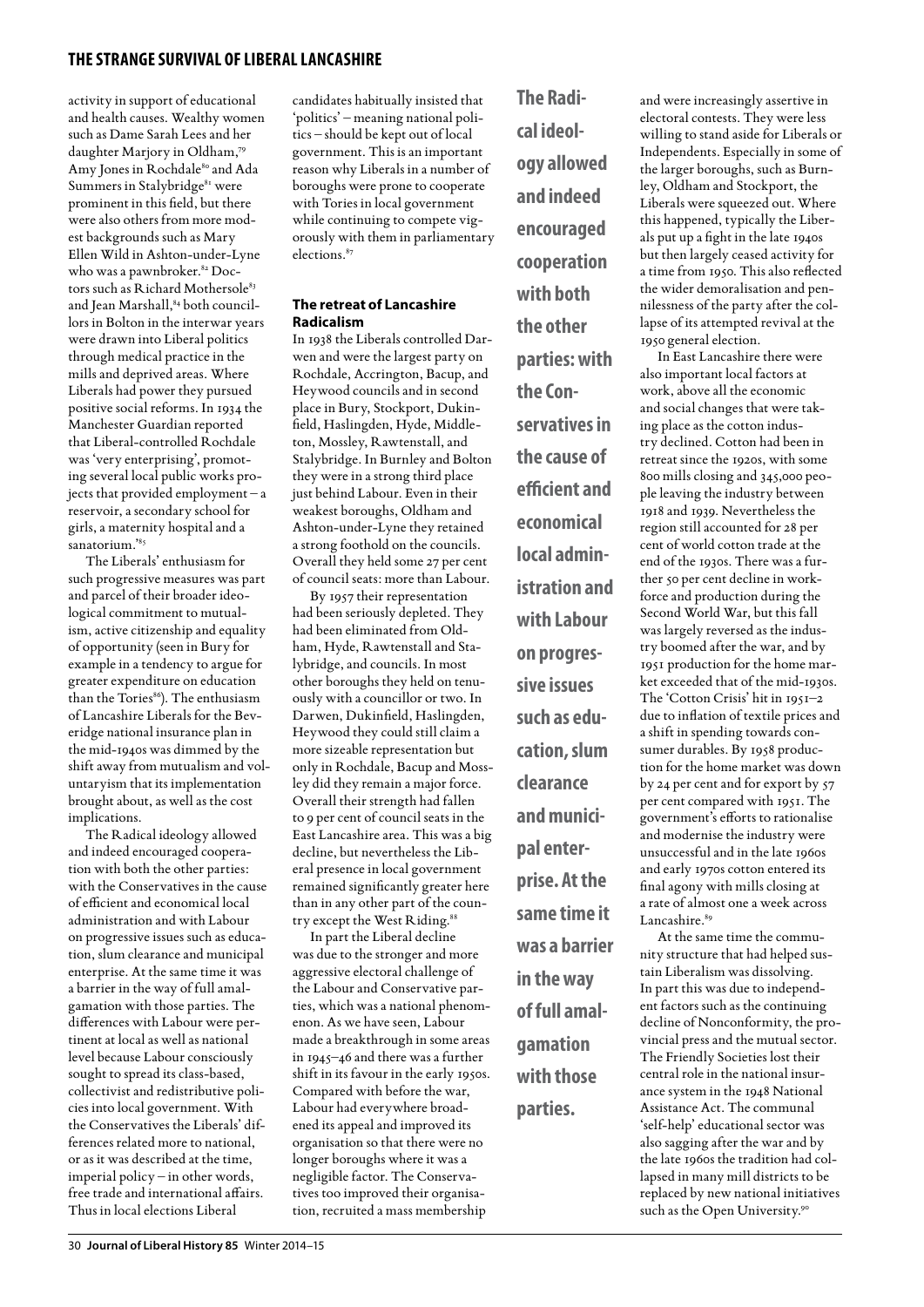activity in support of educational and health causes. Wealthy women such as Dame Sarah Lees and her daughter Marjory in Oldham,[79] Amy Jones in Rochdale[80] and Ada Summers in Stalybridge[81] were prominent in this field, but there were also others from more modest backgrounds such as Mary Ellen Wild in Ashton-under-Lyne who was a pawnbroker.[82] Doctors such as Richard Mothersole[83] and Jean Marshall,[84] both councillors in Bolton in the interwar years were drawn into Liberal politics through medical practice in the mills and deprived areas. Where Liberals had power they pursued positive social reforms. In 1934 the Manchester Guardian reported that Liberal-controlled Rochdale was 'very enterprising', promoting several local public works projects that provided employment – a reservoir, a secondary school for girls, a maternity hospital and a sanatorium.'[85]

The Liberals' enthusiasm for such progressive measures was part and parcel of their broader ideological commitment to mutualism, active citizenship and equality of opportunity (seen in Bury for example in a tendency to argue for greater expenditure on education than the Tories[86]). The enthusiasm of Lancashire Liberals for the Beveridge national insurance plan in the mid-1940s was dimmed by the shift away from mutualism and voluntaryism that its implementation brought about, as well as the cost implications.

The Radical ideology allowed and indeed encouraged cooperation with both the other parties: with the Conservatives in the cause of efficient and economical local administration and with Labour on progressive issues such as education, slum clearance and municipal enterprise. At the same time it was a barrier in the way of full amalgamation with those parties. The differences with Labour were pertinent at local as well as national level because Labour consciously sought to spread its class-based, collectivist and redistributive policies into local government. With the Conservatives the Liberals' differences related more to national, or as it was described at the time, imperial policy – in other words, free trade and international affairs. Thus in local elections Liberal candidates habitually insisted that 'politics' – meaning national politics – should be kept out of local government. This is an important reason why Liberals in a number of boroughs were prone to cooperate with Tories in local government while continuing to compete vigorously with them in parliamentary elections.[87]

### The retreat of Lancashire Radicalism

In 1938 the Liberals controlled Darwen and were the largest party on Rochdale, Accrington, Bacup, and Heywood councils and in second place in Bury, Stockport, Dukinfield, Haslingden, Hyde, Middleton, Mossley, Rawtenstall, and Stalybridge. In Burnley and Bolton they were in a strong third place just behind Labour. Even in their weakest boroughs, Oldham and Ashton-under-Lyne they retained a strong foothold on the councils. Overall they held some 27 per cent of council seats: more than Labour.

By 1957 their representation had been seriously depleted. They had been eliminated from Oldham, Hyde, Rawtenstall and Stalybridge, and councils. In most other boroughs they held on tenuously with a councillor or two. In Darwen, Dukinfield, Haslingden, Heywood they could still claim a more sizeable representation but only in Rochdale, Bacup and Mossley did they remain a major force. Overall their strength had fallen to 9 per cent of council seats in the East Lancashire area. This was a big decline, but nevertheless the Liberal presence in local government remained significantly greater here than in any other part of the country except the West Riding.[88]

In part the Liberal decline was due to the stronger and more aggressive electoral challenge of the Labour and Conservative parties, which was a national phenomenon. As we have seen, Labour made a breakthrough in some areas in 1945–46 and there was a further shift in its favour in the early 1950s. Compared with before the war, Labour had everywhere broadened its appeal and improved its organisation so that there were no longer boroughs where it was a negligible factor. The Conservatives too improved their organisation, recruited a mass membership and were increasingly assertive in electoral contests. They were less willing to stand aside for Liberals or Independents. Especially in some of the larger boroughs, such as Burnley, Oldham and Stockport, the Liberals were squeezed out. Where this happened, typically the Liberals put up a fight in the late 1940s but then largely ceased activity for a time from 1950. This also reflected the wider demoralisation and pennilessness of the party after the collapse of its attempted revival at the 1950 general election.

In East Lancashire there were also important local factors at work, above all the economic and social changes that were taking place as the cotton industry declined. Cotton had been in retreat since the 1920s, with some 800 mills closing and 345,000 people leaving the industry between 1918 and 1939. Nevertheless the region still accounted for 28 per cent of world cotton trade at the end of the 1930s. There was a further 50 per cent decline in workforce and production during the Second World War, but this fall was largely reversed as the industry boomed after the war, and by 1951 production for the home market exceeded that of the mid-1930s. The 'Cotton Crisis' hit in 1951–2 due to inflation of textile prices and a shift in spending towards consumer durables. By 1958 production for the home market was down by 24 per cent and for export by 57 per cent compared with 1951. The government's efforts to rationalise and modernise the industry were unsuccessful and in the late 1960s and early 1970s cotton entered its final agony with mills closing at a rate of almost one a week across Lancashire.[89]

At the same time the community structure that had helped sustain Liberalism was dissolving. In part this was due to independent factors such as the continuing decline of Nonconformity, the provincial press and the mutual sector. The Friendly Societies lost their central role in the national insurance system in the 1948 National Assistance Act. The communal 'self-help' educational sector was also sagging after the war and by the late 1960s the tradition had collapsed in many mill districts to be replaced by new national initiatives such as the Open University.[90]

**The Radical ideology allowed and indeed encouraged cooperation with both the other parties: with the Conservatives in the cause of efficient and economical local administration and with Labour on progressive issues such as education, slum clearance and municipal enterprise. At the same time it was a barrier in the way of full amalgamation with those parties.**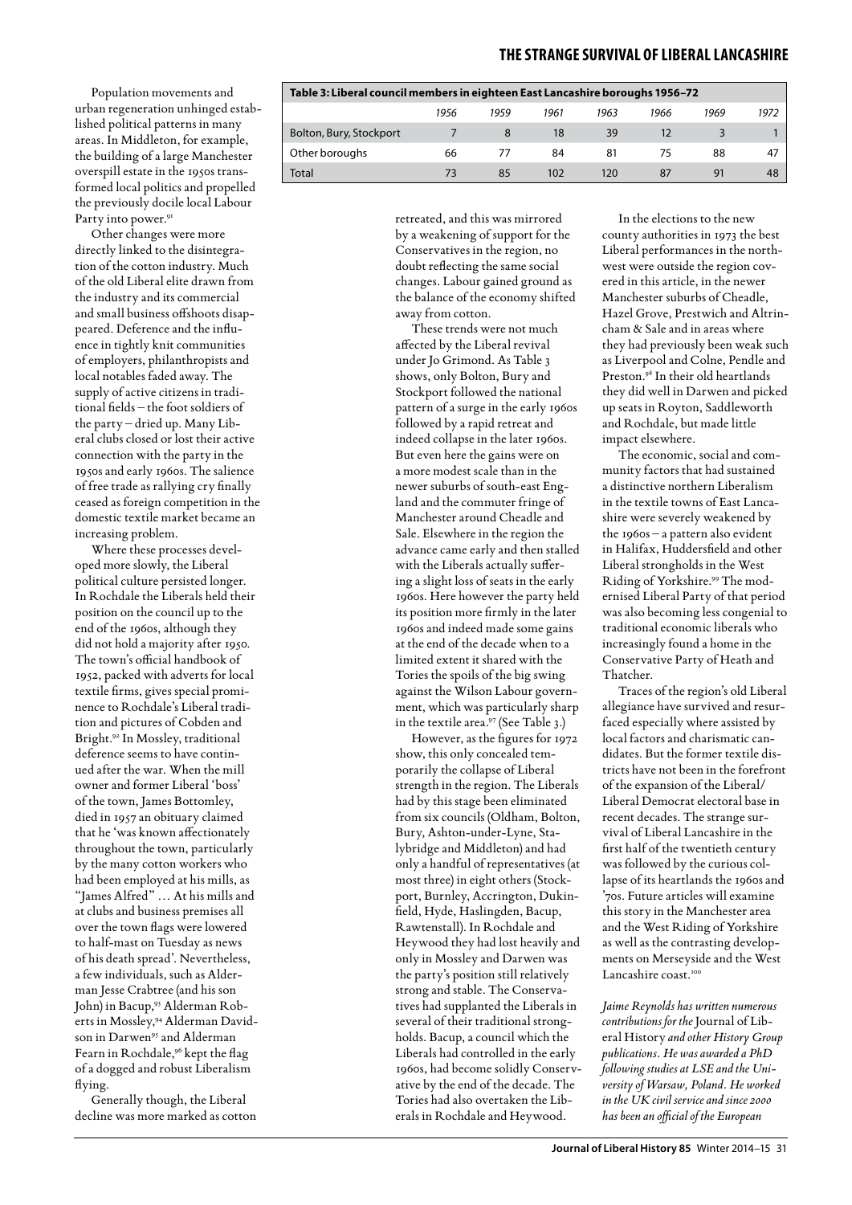Population movements and urban regeneration unhinged established political patterns in many areas. In Middleton, for example, the building of a large Manchester overspill estate in the 1950s transformed local politics and propelled the previously docile local Labour Party into power.[91]

Other changes were more directly linked to the disintegration of the cotton industry. Much of the old Liberal elite drawn from the industry and its commercial and small business offshoots disappeared. Deference and the influence in tightly knit communities of employers, philanthropists and local notables faded away. The supply of active citizens in traditional fields – the foot soldiers of the party – dried up. Many Liberal clubs closed or lost their active connection with the party in the 1950s and early 1960s. The salience of free trade as rallying cry finally ceased as foreign competition in the domestic textile market became an increasing problem.

Where these processes developed more slowly, the Liberal political culture persisted longer. In Rochdale the Liberals held their position on the council up to the end of the 1960s, although they did not hold a majority after 1950. The town's official handbook of 1952, packed with adverts for local textile firms, gives special prominence to Rochdale's Liberal tradition and pictures of Cobden and Bright.[92] In Mossley, traditional deference seems to have continued after the war. When the mill owner and former Liberal 'boss' of the town, James Bottomley, died in 1957 an obituary claimed that he 'was known affectionately throughout the town, particularly by the many cotton workers who had been employed at his mills, as "James Alfred" … At his mills and at clubs and business premises all over the town flags were lowered to half-mast on Tuesday as news of his death spread'. Nevertheless, a few individuals, such as Alderman Jesse Crabtree (and his son John) in Bacup,[93] Alderman Roberts in Mossley,[94] Alderman Davidson in Darwen[95] and Alderman Fearn in Rochdale,[96] kept the flag of a dogged and robust Liberalism flying.

Generally though, the Liberal decline was more marked as cotton retreated, and this was mirrored by a weakening of support for the Conservatives in the region, no doubt reflecting the same social changes. Labour gained ground as the balance of the economy shifted away from cotton.

**Table 3: Liberal council members in eighteen East Lancashire boroughs 1956–72**

| | 1956 | 1959 | 1961 | 1963 | 1966 | 1969 | 1972 |
|---|---|---|---|---|---|---|---|
| Bolton, Bury, Stockport | 7 | 8 | 18 | 39 | 12 | 3 | 1 |
| Other boroughs | 66 | 77 | 84 | 81 | 75 | 88 | 47 |
| Total | 73 | 85 | 102 | 120 | 87 | 91 | 48 |

These trends were not much affected by the Liberal revival under Jo Grimond. As Table 3 shows, only Bolton, Bury and Stockport followed the national pattern of a surge in the early 1960s followed by a rapid retreat and indeed collapse in the later 1960s. But even here the gains were on a more modest scale than in the newer suburbs of south-east England and the commuter fringe of Manchester around Cheadle and Sale. Elsewhere in the region the advance came early and then stalled with the Liberals actually suffering a slight loss of seats in the early 1960s. Here however the party held its position more firmly in the later 1960s and indeed made some gains at the end of the decade when to a limited extent it shared with the Tories the spoils of the big swing against the Wilson Labour government, which was particularly sharp in the textile area.[97] (See Table 3.)

However, as the figures for 1972 show, this only concealed temporarily the collapse of Liberal strength in the region. The Liberals had by this stage been eliminated from six councils (Oldham, Bolton, Bury, Ashton-under-Lyne, Stalybridge and Middleton) and had only a handful of representatives (at most three) in eight others (Stockport, Burnley, Accrington, Dukinfield, Hyde, Haslingden, Bacup, Rawtenstall). In Rochdale and Heywood they had lost heavily and only in Mossley and Darwen was the party's position still relatively strong and stable. The Conservatives had supplanted the Liberals in several of their traditional strongholds. Bacup, a council which the Liberals had controlled in the early 1960s, had become solidly Conservative by the end of the decade. The Tories had also overtaken the Liberals in Rochdale and Heywood.

In the elections to the new county authorities in 1973 the best Liberal performances in the northwest were outside the region covered in this article, in the newer Manchester suburbs of Cheadle, Hazel Grove, Prestwich and Altrincham & Sale and in areas where they had previously been weak such as Liverpool and Colne, Pendle and Preston.[98] In their old heartlands they did well in Darwen and picked up seats in Royton, Saddleworth and Rochdale, but made little impact elsewhere.

The economic, social and community factors that had sustained a distinctive northern Liberalism in the textile towns of East Lancashire were severely weakened by the 1960s – a pattern also evident in Halifax, Huddersfield and other Liberal strongholds in the West Riding of Yorkshire.[99] The modernised Liberal Party of that period was also becoming less congenial to traditional economic liberals who increasingly found a home in the Conservative Party of Heath and Thatcher.

Traces of the region's old Liberal allegiance have survived and resurfaced especially where assisted by local factors and charismatic candidates. But the former textile districts have not been in the forefront of the expansion of the Liberal/Liberal Democrat electoral base in recent decades. The strange survival of Liberal Lancashire in the first half of the twentieth century was followed by the curious collapse of its heartlands the 1960s and '70s. Future articles will examine this story in the Manchester area and the West Riding of Yorkshire as well as the contrasting developments on Merseyside and the West Lancashire coast.[100]

*Jaime Reynolds has written numerous contributions for the* Journal of Liberal History *and other History Group publications. He was awarded a PhD following studies at LSE and the University of Warsaw, Poland. He worked in the UK civil service and since 2000 has been an official of the European*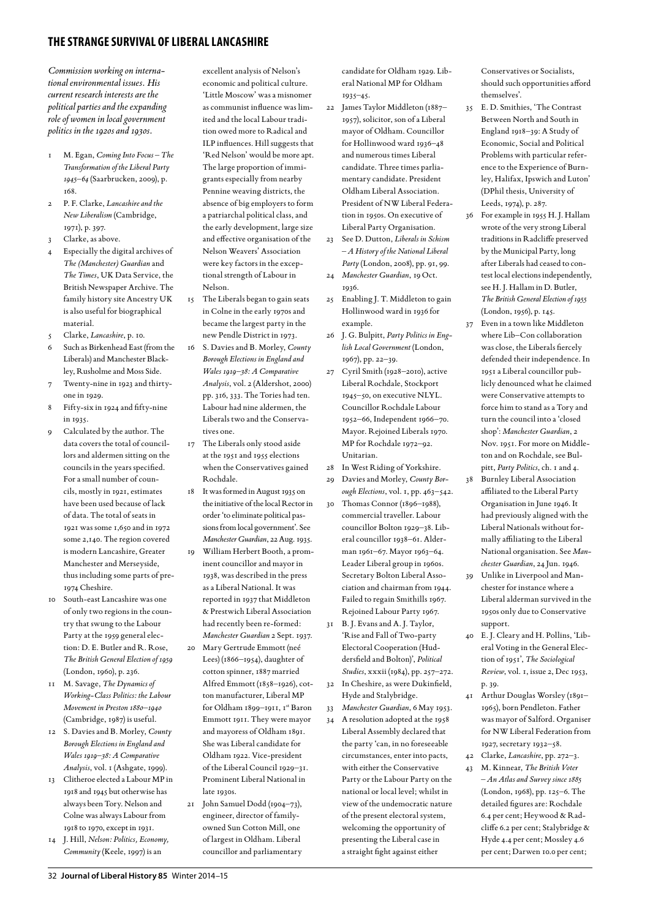*Commission working on international environmental issues. His current research interests are the political parties and the expanding role of women in local government politics in the 1920s and 1930s.*

1. M. Egan, *Coming Into Focus – The Transformation of the Liberal Party 1945–64* (Saarbrucken, 2009), p. 168.
2. P. F. Clarke, *Lancashire and the New Liberalism* (Cambridge, 1971), p. 397.
3. Clarke, as above.
4. Especially the digital archives of *The (Manchester) Guardian* and *The Times*, UK Data Service, the British Newspaper Archive. The family history site Ancestry UK is also useful for biographical material.
5. Clarke, *Lancashire*, p. 10.
6. Such as Birkenhead East (from the Liberals) and Manchester Blackley, Rusholme and Moss Side.
7. Twenty-nine in 1923 and thirty-one in 1929.
8. Fifty-six in 1924 and fifty-nine in 1935.
9. Calculated by the author. The data covers the total of councillors and aldermen sitting on the councils in the years specified. For a small number of councils, mostly in 1921, estimates have been used because of lack of data. The total of seats in 1921 was some 1,650 and in 1972 some 2,140. The region covered is modern Lancashire, Greater Manchester and Merseyside, thus including some parts of pre-1974 Cheshire.
10. South-east Lancashire was one of only two regions in the country that swung to the Labour Party at the 1959 general election: D. E. Butler and R. Rose, *The British General Election of 1959* (London, 1960), p. 236.
11. M. Savage, *The Dynamics of Working-Class Politics: the Labour Movement in Preston 1880–1940* (Cambridge, 1987) is useful.
12. S. Davies and B. Morley, *County Borough Elections in England and Wales 1919–38: A Comparative Analysis*, vol. 1 (Ashgate, 1999).
13. Clitheroe elected a Labour MP in 1918 and 1945 but otherwise has always been Tory. Nelson and Colne was always Labour from 1918 to 1970, except in 1931.
14. J. Hill, *Nelson: Politics, Economy, Community* (Keele, 1997) is an excellent analysis of Nelson's economic and political culture. 'Little Moscow' was a misnomer as communist influence was limited and the local Labour tradition owed more to Radical and ILP influences. Hill suggests that 'Red Nelson' would be more apt. The large proportion of immigrants especially from nearby Pennine weaving districts, the absence of big employers to form a patriarchal political class, and the early development, large size and effective organisation of the Nelson Weavers' Association were key factors in the exceptional strength of Labour in Nelson.
15. The Liberals began to gain seats in Colne in the early 1970s and became the largest party in the new Pendle District in 1973.
16. S. Davies and B. Morley, *County Borough Elections in England and Wales 1919–38: A Comparative Analysis*, vol. 2 (Aldershot, 2000) pp. 316, 333. The Tories had ten. Labour had nine aldermen, the Liberals two and the Conservatives one.
17. The Liberals only stood aside at the 1951 and 1955 elections when the Conservatives gained Rochdale.
18. It was formed in August 1935 on the initiative of the local Rector in order 'to eliminate political passions from local government'. See *Manchester Guardian*, 22 Aug. 1935.
19. William Herbert Booth, a prominent councillor and mayor in 1938, was described in the press as a Liberal National. It was reported in 1937 that Middleton & Prestwich Liberal Association had recently been re-formed: *Manchester Guardian* 2 Sept. 1937.
20. Mary Gertrude Emmott (neé Lees) (1866–1954), daughter of cotton spinner, 1887 married Alfred Emmott (1858–1926), cotton manufacturer, Liberal MP for Oldham 1899–1911, 1st Baron Emmott 1911. They were mayor and mayoress of Oldham 1891. She was Liberal candidate for Oldham 1922. Vice-president of the Liberal Council 1929–31. Prominent Liberal National in late 1930s.
21. John Samuel Dodd (1904–73), engineer, director of family-owned Sun Cotton Mill, one of largest in Oldham. Liberal councillor and parliamentary candidate for Oldham 1929. Liberal National MP for Oldham 1935–45.
22. James Taylor Middleton (1887–1957), solicitor, son of a Liberal mayor of Oldham. Councillor for Hollinwood ward 1936–48 and numerous times Liberal candidate. Three times parliamentary candidate. President Oldham Liberal Association. President of NW Liberal Federation in 1950s. On executive of Liberal Party Organisation.
23. See D. Dutton, *Liberals in Schism – A History of the National Liberal Party* (London, 2008), pp. 91, 99.
24. *Manchester Guardian*, 19 Oct. 1936.
25. Enabling J. T. Middleton to gain Hollinwood ward in 1936 for example.
26. J. G. Bulpitt, *Party Politics in English Local Government* (London, 1967), pp. 22–39.
27. Cyril Smith (1928–2010), active Liberal Rochdale, Stockport 1945–50, on executive NLYL. Councillor Rochdale Labour 1952–66, Independent 1966–70. Mayor. Rejoined Liberals 1970. MP for Rochdale 1972–92. Unitarian.
28. In West Riding of Yorkshire.
29. Davies and Morley, *County Borough Elections*, vol. 1, pp. 463–542.
30. Thomas Connor (1896–1988), commercial traveller. Labour councillor Bolton 1929–38. Liberal councillor 1938–61. Alderman 1961–67. Mayor 1963–64. Leader Liberal group in 1960s. Secretary Bolton Liberal Association and chairman from 1944. Failed to regain Smithills 1967. Rejoined Labour Party 1967.
31. B. J. Evans and A. J. Taylor, 'Rise and Fall of Two-party Electoral Cooperation (Huddersfield and Bolton)', *Political Studies*, xxxii (1984), pp. 257–272.
32. In Cheshire, as were Dukinfield, Hyde and Stalybridge.
33. *Manchester Guardian*, 6 May 1953.
34. A resolution adopted at the 1958 Liberal Assembly declared that the party 'can, in no foreseeable circumstances, enter into pacts, with either the Conservative Party or the Labour Party on the national or local level; whilst in view of the undemocratic nature of the present electoral system, welcoming the opportunity of presenting the Liberal case in a straight fight against either Conservatives or Socialists, should such opportunities afford themselves'.
35. E. D. Smithies, 'The Contrast Between North and South in England 1918–39: A Study of Economic, Social and Political Problems with particular reference to the Experience of Burnley, Halifax, Ipswich and Luton' (DPhil thesis, University of Leeds, 1974), p. 287.
36. For example in 1955 H. J. Hallam wrote of the very strong Liberal traditions in Radcliffe preserved by the Municipal Party, long after Liberals had ceased to contest local elections independently, see H. J. Hallam in D. Butler, *The British General Election of 1955* (London, 1956), p. 145.
37. Even in a town like Middleton where Lib–Con collaboration was close, the Liberals fiercely defended their independence. In 1951 a Liberal councillor publicly denounced what he claimed were Conservative attempts to force him to stand as a Tory and turn the council into a 'closed shop': *Manchester Guardian*, 2 Nov. 1951. For more on Middleton and on Rochdale, see Bulpitt, *Party Politics*, ch. 1 and 4.
38. Burnley Liberal Association affiliated to the Liberal Party Organisation in June 1946. It had previously aligned with the Liberal Nationals without formally affiliating to the Liberal National organisation. See *Manchester Guardian*, 24 Jun. 1946.
39. Unlike in Liverpool and Manchester for instance where a Liberal alderman survived in the 1950s only due to Conservative support.
40. E. J. Cleary and H. Pollins, 'Liberal Voting in the General Election of 1951', *The Sociological Review*, vol. 1, issue 2, Dec 1953, p. 39.
41. Arthur Douglas Worsley (1891–1965), born Pendleton. Father was mayor of Salford. Organiser for NW Liberal Federation from 1927, secretary 1932–58.
42. Clarke, *Lancashire*, pp. 272–3.
43. M. Kinnear, *The British Voter – An Atlas and Survey since 1885* (London, 1968), pp. 125–6. The detailed figures are: Rochdale 6.4 per cent; Heywood & Radcliffe 6.2 per cent; Stalybridge & Hyde 4.4 per cent; Mossley 4.6 per cent; Darwen 10.0 per cent;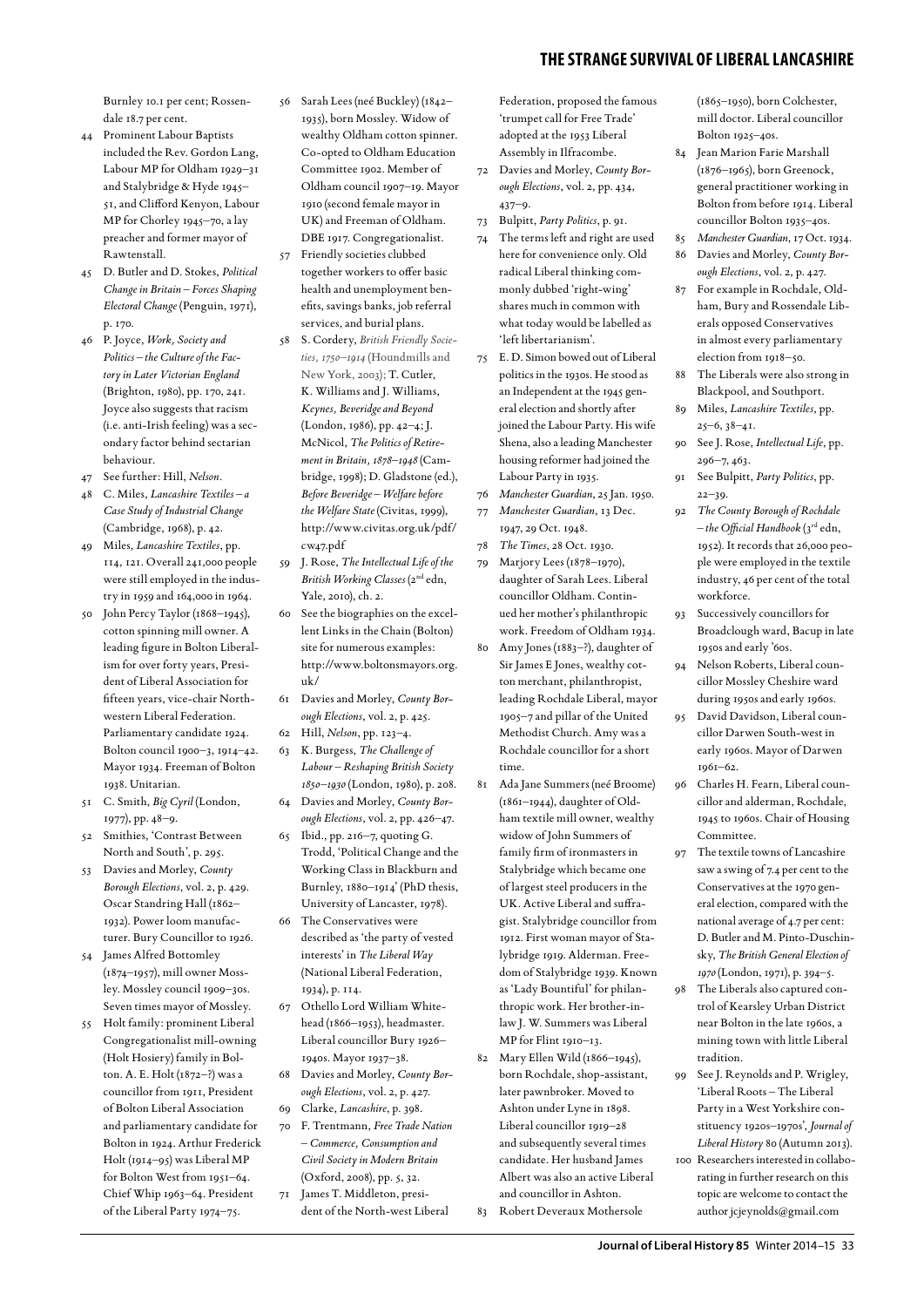Burnley 10.1 per cent; Rossendale 18.7 per cent.

44 Prominent Labour Baptists included the Rev. Gordon Lang, Labour MP for Oldham 1929–31 and Stalybridge & Hyde 1945–51, and Clifford Kenyon, Labour MP for Chorley 1945–70, a lay preacher and former mayor of Rawtenstall.

45 D. Butler and D. Stokes, *Political Change in Britain – Forces Shaping Electoral Change* (Penguin, 1971), p. 170.

46 P. Joyce, *Work, Society and Politics – the Culture of the Factory in Later Victorian England* (Brighton, 1980), pp. 170, 241. Joyce also suggests that racism (i.e. anti-Irish feeling) was a secondary factor behind sectarian behaviour.

47 See further: Hill, *Nelson*.

48 C. Miles, *Lancashire Textiles – a Case Study of Industrial Change* (Cambridge, 1968), p. 42.

49 Miles, *Lancashire Textiles*, pp. 114, 121. Overall 241,000 people were still employed in the industry in 1959 and 164,000 in 1964.

50 John Percy Taylor (1868–1945), cotton spinning mill owner. A leading figure in Bolton Liberalism for over forty years, President of Liberal Association for fifteen years, vice-chair Northwestern Liberal Federation. Parliamentary candidate 1924. Bolton council 1900–3, 1914–42. Mayor 1934. Freeman of Bolton 1938. Unitarian.

51 C. Smith, *Big Cyril* (London, 1977), pp. 48–9.

52 Smithies, 'Contrast Between North and South', p. 295.

53 Davies and Morley, *County Borough Elections*, vol. 2, p. 429. Oscar Standring Hall (1862–1932). Power loom manufacturer. Bury Councillor to 1926.

54 James Alfred Bottomley (1874–1957), mill owner Mossley. Mossley council 1909–30s. Seven times mayor of Mossley.

55 Holt family: prominent Liberal Congregationalist mill-owning (Holt Hosiery) family in Bolton. A. E. Holt (1872–?) was a councillor from 1911, President of Bolton Liberal Association and parliamentary candidate for Bolton in 1924. Arthur Frederick Holt (1914–95) was Liberal MP for Bolton West from 1951–64. Chief Whip 1963–64. President of the Liberal Party 1974–75.

56 Sarah Lees (neé Buckley) (1842–1935), born Mossley. Widow of wealthy Oldham cotton spinner. Co-opted to Oldham Education Committee 1902. Member of Oldham council 1907–19. Mayor 1910 (second female mayor in UK) and Freeman of Oldham. DBE 1917. Congregationalist.

57 Friendly societies clubbed together workers to offer basic health and unemployment benefits, savings banks, job referral services, and burial plans.

58 S. Cordery, *British Friendly Societies, 1750–1914* (Houndmills and New York, 2003); T. Cutler, K. Williams and J. Williams, *Keynes, Beveridge and Beyond* (London, 1986), pp. 42–4; J. McNicol, *The Politics of Retirement in Britain, 1878–1948* (Cambridge, 1998); D. Gladstone (ed.), *Before Beveridge – Welfare before the Welfare State* (Civitas, 1999), http://www.civitas.org.uk/pdf/cw47.pdf

59 J. Rose, *The Intellectual Life of the British Working Classes* (2nd edn, Yale, 2010), ch. 2.

60 See the biographies on the excellent Links in the Chain (Bolton) site for numerous examples: http://www.boltonsmayors.org.uk/

61 Davies and Morley, *County Borough Elections*, vol. 2, p. 425.

62 Hill, *Nelson*, pp. 123–4.

63 K. Burgess, *The Challenge of Labour – Reshaping British Society 1850–1930* (London, 1980), p. 208.

64 Davies and Morley, *County Borough Elections*, vol. 2, pp. 426–47.

65 Ibid., pp. 216–7, quoting G. Trodd, 'Political Change and the Working Class in Blackburn and Burnley, 1880–1914' (PhD thesis, University of Lancaster, 1978).

66 The Conservatives were described as 'the party of vested interests' in *The Liberal Way* (National Liberal Federation, 1934), p. 114.

67 Othello Lord William Whitehead (1866–1953), headmaster. Liberal councillor Bury 1926–1940s. Mayor 1937–38.

68 Davies and Morley, *County Borough Elections*, vol. 2, p. 427.

69 Clarke, *Lancashire*, p. 398.

70 F. Trentmann, *Free Trade Nation – Commerce, Consumption and Civil Society in Modern Britain* (Oxford, 2008), pp. 5, 32.

71 James T. Middleton, president of the North-west Liberal Federation, proposed the famous 'trumpet call for Free Trade' adopted at the 1953 Liberal Assembly in Ilfracombe.

72 Davies and Morley, *County Borough Elections*, vol. 2, pp. 434, 437–9.

73 Bulpitt, *Party Politics*, p. 91.

74 The terms left and right are used here for convenience only. Old radical Liberal thinking commonly dubbed 'right-wing' shares much in common with what today would be labelled as 'left libertarianism'.

75 E. D. Simon bowed out of Liberal politics in the 1930s. He stood as an Independent at the 1945 general election and shortly after joined the Labour Party. His wife Shena, also a leading Manchester housing reformer had joined the Labour Party in 1935.

76 *Manchester Guardian*, 25 Jan. 1950.

77 *Manchester Guardian*, 13 Dec. 1947, 29 Oct. 1948.

78 *The Times*, 28 Oct. 1930.

79 Marjory Lees (1878–1970), daughter of Sarah Lees. Liberal councillor Oldham. Continued her mother's philanthropic work. Freedom of Oldham 1934.

80 Amy Jones (1883–?), daughter of Sir James E Jones, wealthy cotton merchant, philanthropist, leading Rochdale Liberal, mayor 1905–7 and pillar of the United Methodist Church. Amy was a Rochdale councillor for a short time.

81 Ada Jane Summers (neé Broome) (1861–1944), daughter of Oldham textile mill owner, wealthy widow of John Summers of family firm of ironmasters in Stalybridge which became one of largest steel producers in the UK. Active Liberal and suffragist. Stalybridge councillor from 1912. First woman mayor of Stalybridge 1919. Alderman. Freedom of Stalybridge 1939. Known as 'Lady Bountiful' for philanthropic work. Her brother-in-law J. W. Summers was Liberal MP for Flint 1910–13.

82 Mary Ellen Wild (1866–1945), born Rochdale, shop-assistant, later pawnbroker. Moved to Ashton under Lyne in 1898. Liberal councillor 1919–28 and subsequently several times candidate. Her husband James Albert was also an active Liberal and councillor in Ashton.

83 Robert Deveraux Mothersole (1865–1950), born Colchester, mill doctor. Liberal councillor Bolton 1925–40s.

84 Jean Marion Farie Marshall (1876–1965), born Greenock, general practitioner working in Bolton from before 1914. Liberal councillor Bolton 1935–40s.

85 *Manchester Guardian*, 17 Oct. 1934.

86 Davies and Morley, *County Borough Elections*, vol. 2, p. 427.

87 For example in Rochdale, Oldham, Bury and Rossendale Liberals opposed Conservatives in almost every parliamentary election from 1918–50.

88 The Liberals were also strong in Blackpool, and Southport.

89 Miles, *Lancashire Textiles*, pp. 25–6, 38–41.

90 See J. Rose, *Intellectual Life*, pp. 296–7, 463.

91 See Bulpitt, *Party Politics*, pp. 22–39.

92 *The County Borough of Rochdale – the Official Handbook* (3rd edn, 1952). It records that 26,000 people were employed in the textile industry, 46 per cent of the total workforce.

93 Successively councillors for Broadclough ward, Bacup in late 1950s and early '60s.

94 Nelson Roberts, Liberal councillor Mossley Cheshire ward during 1950s and early 1960s.

95 David Davidson, Liberal councillor Darwen South-west in early 1960s. Mayor of Darwen 1961–62.

96 Charles H. Fearn, Liberal councillor and alderman, Rochdale, 1945 to 1960s. Chair of Housing Committee.

97 The textile towns of Lancashire saw a swing of 7.4 per cent to the Conservatives at the 1970 general election, compared with the national average of 4.7 per cent: D. Butler and M. Pinto-Duschinsky, *The British General Election of 1970* (London, 1971), pp. 394–5.

98 The Liberals also captured control of Kearsley Urban District near Bolton in the late 1960s, a mining town with little Liberal tradition.

99 See J. Reynolds and P. Wrigley, 'Liberal Roots – The Liberal Party in a West Yorkshire constituency 1920s–1970s', *Journal of Liberal History* 80 (Autumn 2013).

100 Researchers interested in collaborating in further research on this topic are welcome to contact the author jcjeynolds@gmail.com